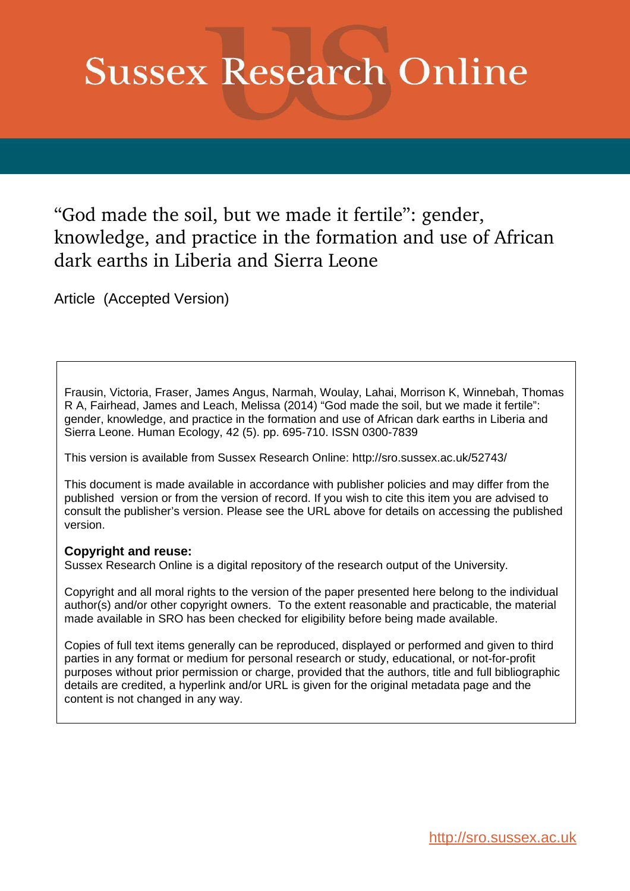# Sussex Research Online

## "God made the soil, but we made it fertile": gender, knowledge, and practice in the formation and use of African dark earths in Liberia and Sierra Leone

Article (Accepted Version)

Frausin, Victoria, Fraser, James Angus, Narmah, Woulay, Lahai, Morrison K, Winnebah, Thomas R A, Fairhead, James and Leach, Melissa (2014) "God made the soil, but we made it fertile": gender, knowledge, and practice in the formation and use of African dark earths in Liberia and Sierra Leone. Human Ecology, 42 (5). pp. 695-710. ISSN 0300-7839

This version is available from Sussex Research Online: http://sro.sussex.ac.uk/52743/

This document is made available in accordance with publisher policies and may differ from the published version or from the version of record. If you wish to cite this item you are advised to consult the publisher's version. Please see the URL above for details on accessing the published version.

**Copyright and reuse:**
Sussex Research Online is a digital repository of the research output of the University.

Copyright and all moral rights to the version of the paper presented here belong to the individual author(s) and/or other copyright owners. To the extent reasonable and practicable, the material made available in SRO has been checked for eligibility before being made available.

Copies of full text items generally can be reproduced, displayed or performed and given to third parties in any format or medium for personal research or study, educational, or not-for-profit purposes without prior permission or charge, provided that the authors, title and full bibliographic details are credited, a hyperlink and/or URL is given for the original metadata page and the content is not changed in any way.

http://sro.sussex.ac.uk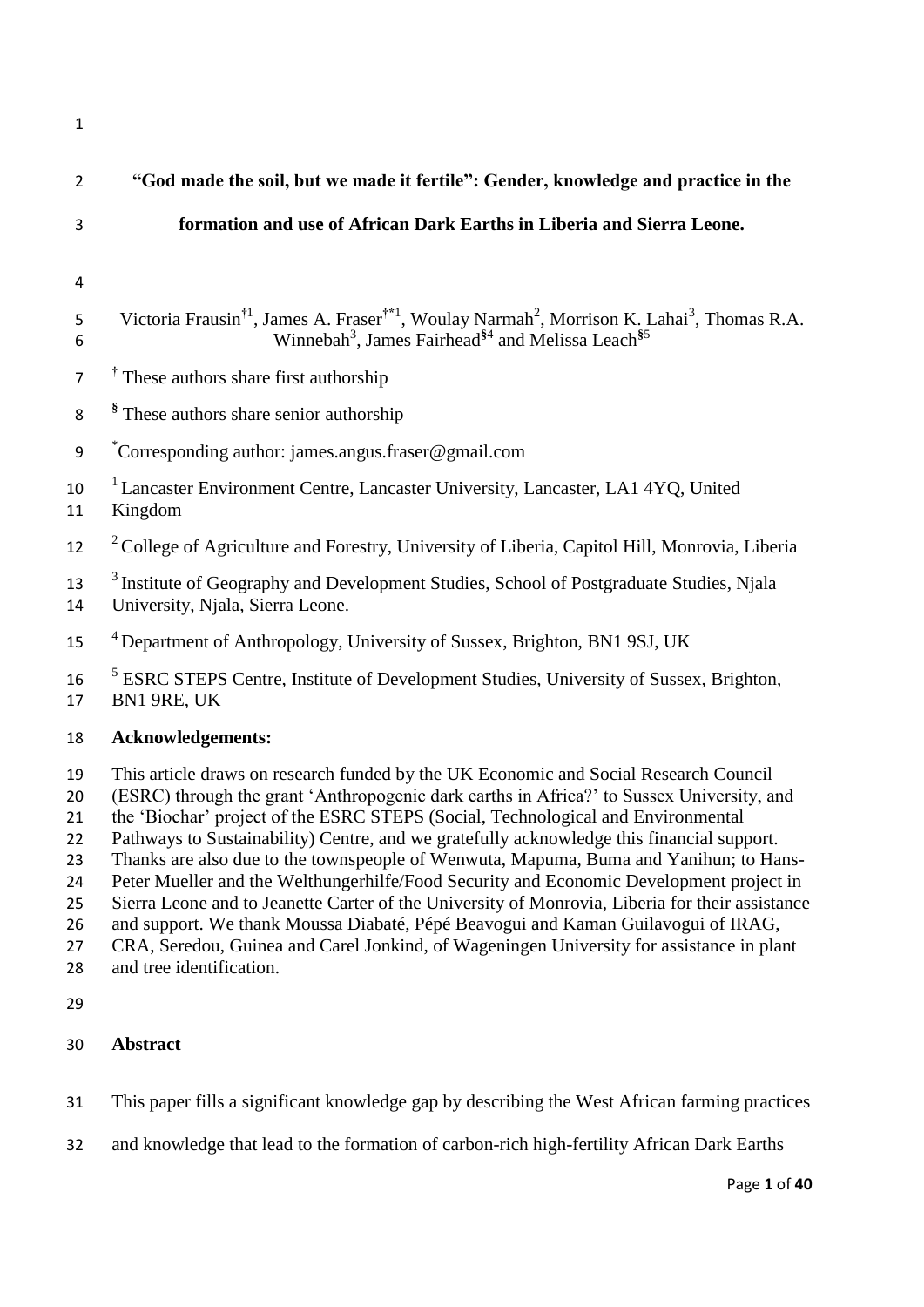# "God made the soil, but we made it fertile": Gender, knowledge and practice in the formation and use of African Dark Earths in Liberia and Sierra Leone.

Victoria Frausin[†1], James A. Fraser[†*1], Woulay Narmah[2], Morrison K. Lahai[3], Thomas R.A. Winnebah[3], James Fairhead[§4] and Melissa Leach[§5]

[†] These authors share first authorship

[§] These authors share senior authorship

[*]Corresponding author: james.angus.fraser@gmail.com

[1] Lancaster Environment Centre, Lancaster University, Lancaster, LA1 4YQ, United Kingdom

[2] College of Agriculture and Forestry, University of Liberia, Capitol Hill, Monrovia, Liberia

[3] Institute of Geography and Development Studies, School of Postgraduate Studies, Njala University, Njala, Sierra Leone.

[4] Department of Anthropology, University of Sussex, Brighton, BN1 9SJ, UK

[5] ESRC STEPS Centre, Institute of Development Studies, University of Sussex, Brighton, BN1 9RE, UK

**Acknowledgements:**

This article draws on research funded by the UK Economic and Social Research Council (ESRC) through the grant 'Anthropogenic dark earths in Africa?' to Sussex University, and the 'Biochar' project of the ESRC STEPS (Social, Technological and Environmental Pathways to Sustainability) Centre, and we gratefully acknowledge this financial support. Thanks are also due to the townspeople of Wenwuta, Mapuma, Buma and Yanihun; to Hans-Peter Mueller and the Welthungerhilfe/Food Security and Economic Development project in Sierra Leone and to Jeanette Carter of the University of Monrovia, Liberia for their assistance and support. We thank Moussa Diabaté, Pépé Beavogui and Kaman Guilavogui of IRAG, CRA, Seredou, Guinea and Carel Jonkind, of Wageningen University for assistance in plant and tree identification.

## Abstract

This paper fills a significant knowledge gap by describing the West African farming practices and knowledge that lead to the formation of carbon-rich high-fertility African Dark Earths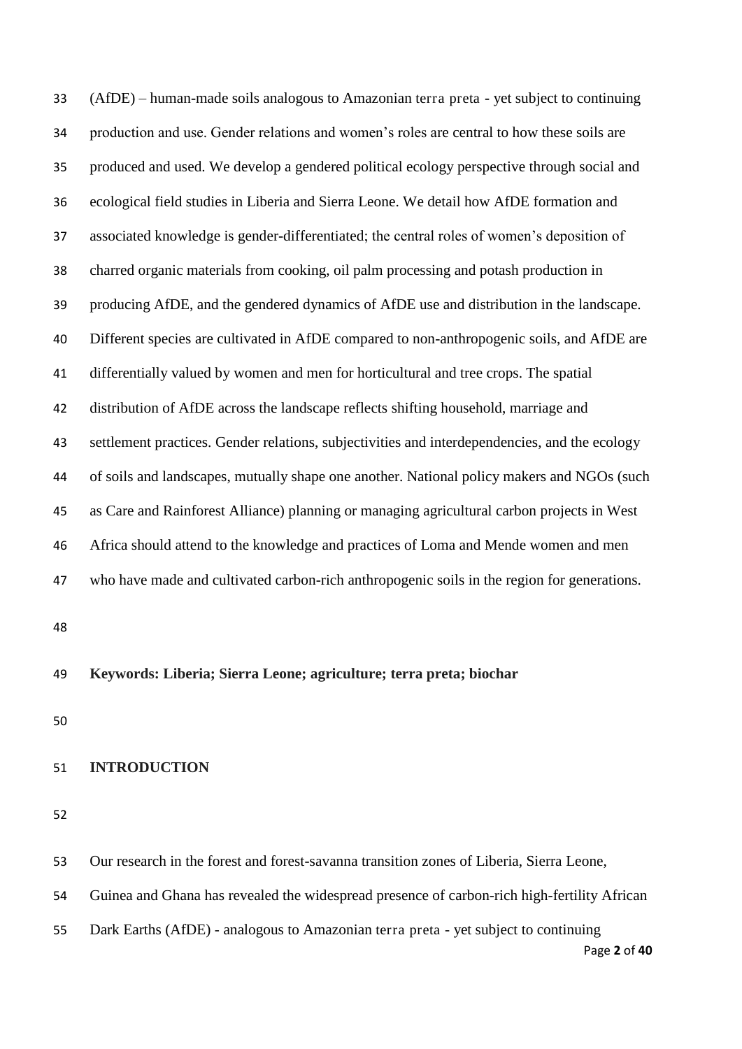(AfDE) – human-made soils analogous to Amazonian terra preta - yet subject to continuing production and use. Gender relations and women's roles are central to how these soils are produced and used. We develop a gendered political ecology perspective through social and ecological field studies in Liberia and Sierra Leone. We detail how AfDE formation and associated knowledge is gender-differentiated; the central roles of women's deposition of charred organic materials from cooking, oil palm processing and potash production in producing AfDE, and the gendered dynamics of AfDE use and distribution in the landscape. Different species are cultivated in AfDE compared to non-anthropogenic soils, and AfDE are differentially valued by women and men for horticultural and tree crops. The spatial distribution of AfDE across the landscape reflects shifting household, marriage and settlement practices. Gender relations, subjectivities and interdependencies, and the ecology of soils and landscapes, mutually shape one another. National policy makers and NGOs (such as Care and Rainforest Alliance) planning or managing agricultural carbon projects in West Africa should attend to the knowledge and practices of Loma and Mende women and men who have made and cultivated carbon-rich anthropogenic soils in the region for generations.

**Keywords: Liberia; Sierra Leone; agriculture; terra preta; biochar**

## INTRODUCTION

Our research in the forest and forest-savanna transition zones of Liberia, Sierra Leone, Guinea and Ghana has revealed the widespread presence of carbon-rich high-fertility African Dark Earths (AfDE) - analogous to Amazonian terra preta - yet subject to continuing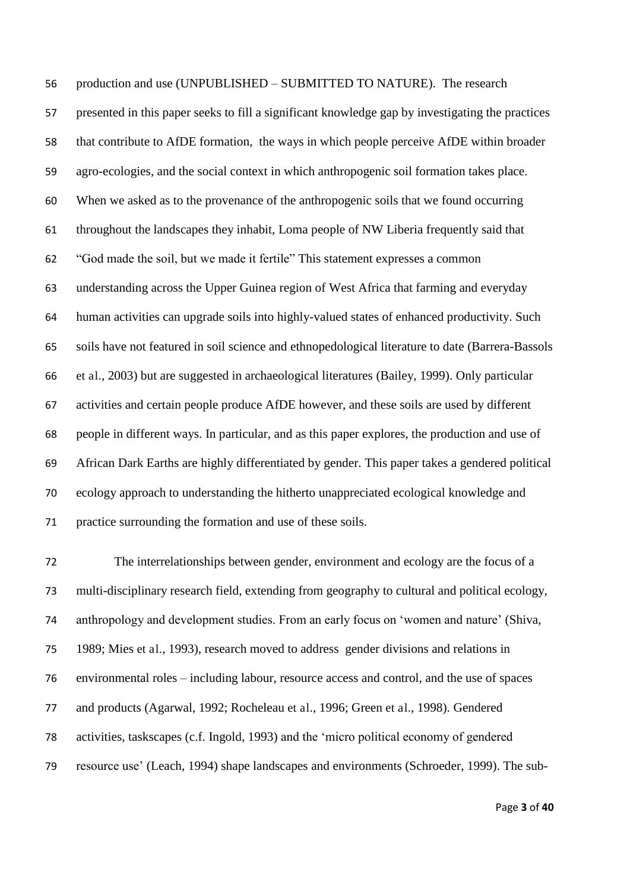production and use (UNPUBLISHED – SUBMITTED TO NATURE). The research presented in this paper seeks to fill a significant knowledge gap by investigating the practices that contribute to AfDE formation, the ways in which people perceive AfDE within broader agro-ecologies, and the social context in which anthropogenic soil formation takes place. When we asked as to the provenance of the anthropogenic soils that we found occurring throughout the landscapes they inhabit, Loma people of NW Liberia frequently said that "God made the soil, but we made it fertile" This statement expresses a common understanding across the Upper Guinea region of West Africa that farming and everyday human activities can upgrade soils into highly-valued states of enhanced productivity. Such soils have not featured in soil science and ethnopedological literature to date (Barrera-Bassols et al., 2003) but are suggested in archaeological literatures (Bailey, 1999). Only particular activities and certain people produce AfDE however, and these soils are used by different people in different ways. In particular, and as this paper explores, the production and use of African Dark Earths are highly differentiated by gender. This paper takes a gendered political ecology approach to understanding the hitherto unappreciated ecological knowledge and practice surrounding the formation and use of these soils.

The interrelationships between gender, environment and ecology are the focus of a multi-disciplinary research field, extending from geography to cultural and political ecology, anthropology and development studies. From an early focus on 'women and nature' (Shiva, 1989; Mies et al., 1993), research moved to address gender divisions and relations in environmental roles – including labour, resource access and control, and the use of spaces and products (Agarwal, 1992; Rocheleau et al., 1996; Green et al., 1998). Gendered activities, taskscapes (c.f. Ingold, 1993) and the 'micro political economy of gendered resource use' (Leach, 1994) shape landscapes and environments (Schroeder, 1999). The sub-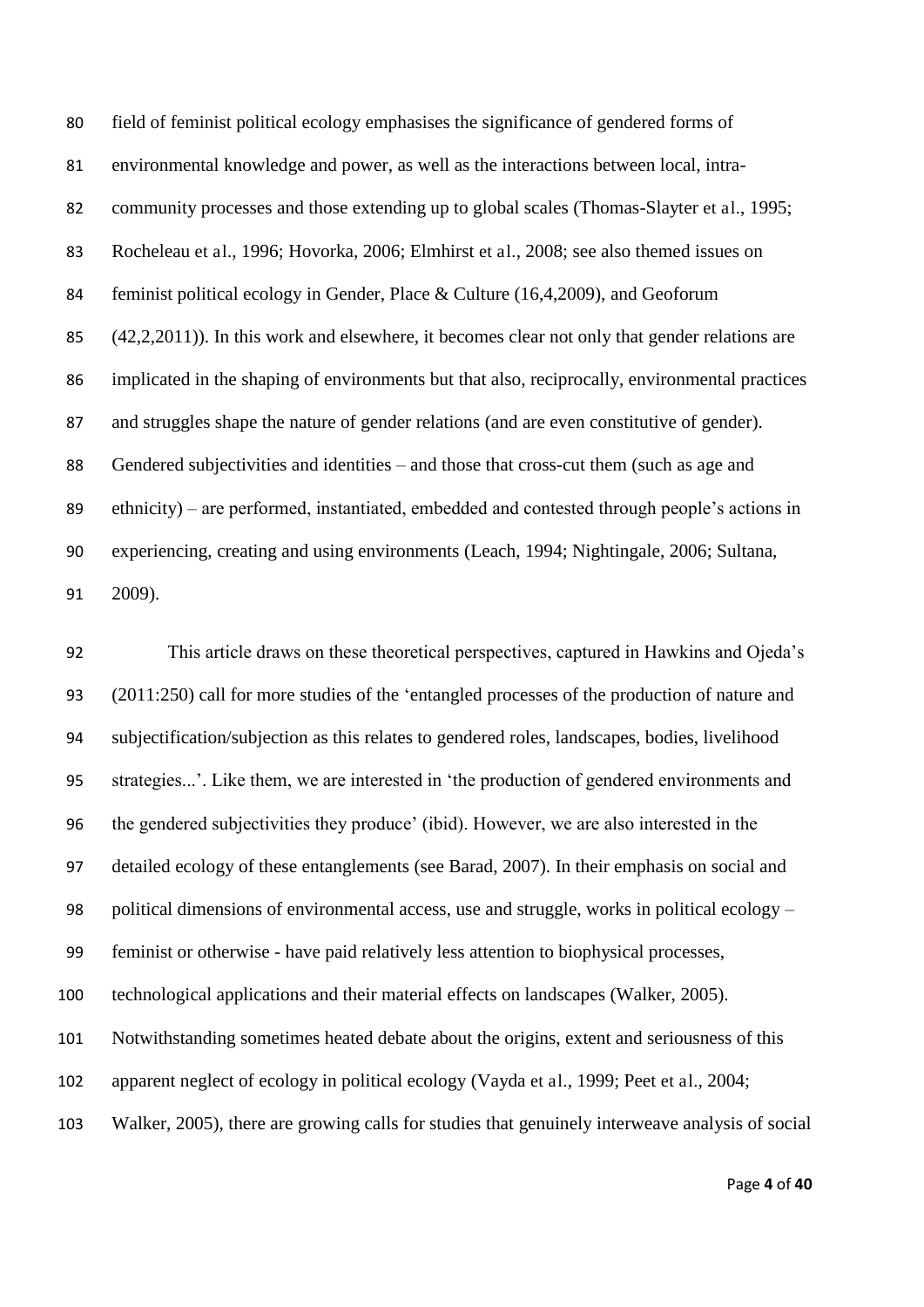field of feminist political ecology emphasises the significance of gendered forms of environmental knowledge and power, as well as the interactions between local, intra-community processes and those extending up to global scales (Thomas-Slayter et al., 1995; Rocheleau et al., 1996; Hovorka, 2006; Elmhirst et al., 2008; see also themed issues on feminist political ecology in Gender, Place & Culture (16,4,2009), and Geoforum (42,2,2011)). In this work and elsewhere, it becomes clear not only that gender relations are implicated in the shaping of environments but that also, reciprocally, environmental practices and struggles shape the nature of gender relations (and are even constitutive of gender). Gendered subjectivities and identities – and those that cross-cut them (such as age and ethnicity) – are performed, instantiated, embedded and contested through people's actions in experiencing, creating and using environments (Leach, 1994; Nightingale, 2006; Sultana, 2009).

This article draws on these theoretical perspectives, captured in Hawkins and Ojeda's (2011:250) call for more studies of the 'entangled processes of the production of nature and subjectification/subjection as this relates to gendered roles, landscapes, bodies, livelihood strategies...'. Like them, we are interested in 'the production of gendered environments and the gendered subjectivities they produce' (ibid). However, we are also interested in the detailed ecology of these entanglements (see Barad, 2007). In their emphasis on social and political dimensions of environmental access, use and struggle, works in political ecology – feminist or otherwise - have paid relatively less attention to biophysical processes, technological applications and their material effects on landscapes (Walker, 2005). Notwithstanding sometimes heated debate about the origins, extent and seriousness of this apparent neglect of ecology in political ecology (Vayda et al., 1999; Peet et al., 2004; Walker, 2005), there are growing calls for studies that genuinely interweave analysis of social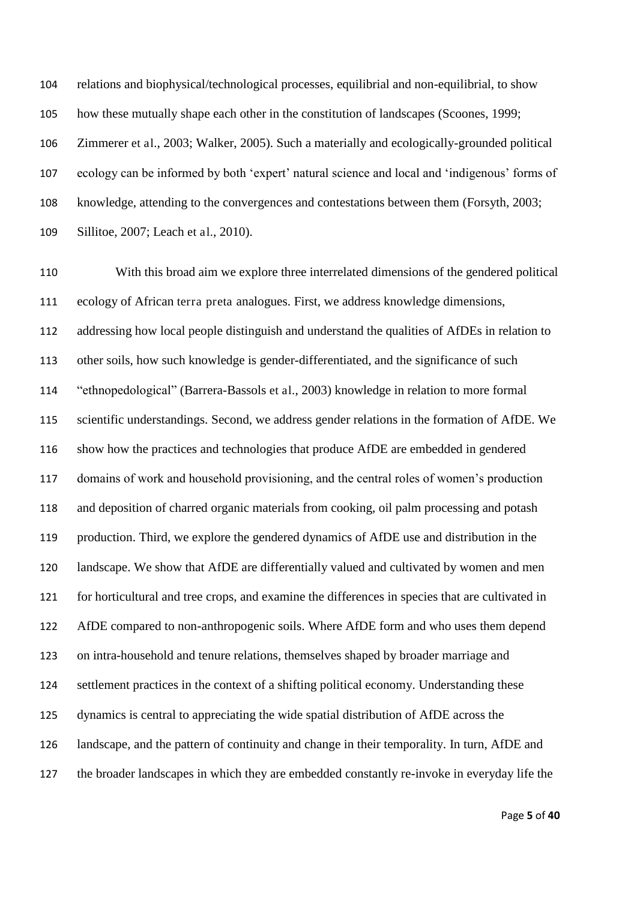relations and biophysical/technological processes, equilibrial and non-equilibrial, to show how these mutually shape each other in the constitution of landscapes (Scoones, 1999; Zimmerer et al., 2003; Walker, 2005). Such a materially and ecologically-grounded political ecology can be informed by both 'expert' natural science and local and 'indigenous' forms of knowledge, attending to the convergences and contestations between them (Forsyth, 2003; Sillitoe, 2007; Leach et al., 2010).

With this broad aim we explore three interrelated dimensions of the gendered political ecology of African terra preta analogues. First, we address knowledge dimensions, addressing how local people distinguish and understand the qualities of AfDEs in relation to other soils, how such knowledge is gender-differentiated, and the significance of such "ethnopedological" (Barrera-Bassols et al., 2003) knowledge in relation to more formal scientific understandings. Second, we address gender relations in the formation of AfDE. We show how the practices and technologies that produce AfDE are embedded in gendered domains of work and household provisioning, and the central roles of women's production and deposition of charred organic materials from cooking, oil palm processing and potash production. Third, we explore the gendered dynamics of AfDE use and distribution in the landscape. We show that AfDE are differentially valued and cultivated by women and men for horticultural and tree crops, and examine the differences in species that are cultivated in AfDE compared to non-anthropogenic soils. Where AfDE form and who uses them depend on intra-household and tenure relations, themselves shaped by broader marriage and settlement practices in the context of a shifting political economy. Understanding these dynamics is central to appreciating the wide spatial distribution of AfDE across the landscape, and the pattern of continuity and change in their temporality. In turn, AfDE and the broader landscapes in which they are embedded constantly re-invoke in everyday life the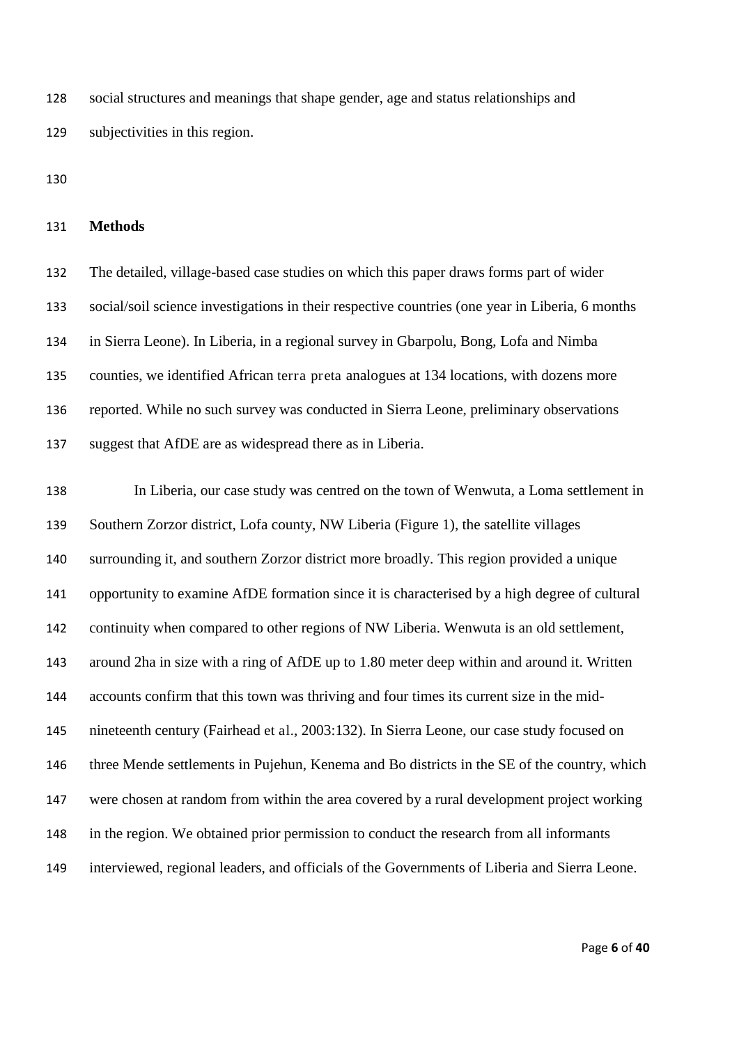social structures and meanings that shape gender, age and status relationships and subjectivities in this region.

## Methods

The detailed, village-based case studies on which this paper draws forms part of wider social/soil science investigations in their respective countries (one year in Liberia, 6 months in Sierra Leone). In Liberia, in a regional survey in Gbarpolu, Bong, Lofa and Nimba counties, we identified African *terra preta* analogues at 134 locations, with dozens more reported. While no such survey was conducted in Sierra Leone, preliminary observations suggest that AfDE are as widespread there as in Liberia.

In Liberia, our case study was centred on the town of Wenwuta, a Loma settlement in Southern Zorzor district, Lofa county, NW Liberia (Figure 1), the satellite villages surrounding it, and southern Zorzor district more broadly. This region provided a unique opportunity to examine AfDE formation since it is characterised by a high degree of cultural continuity when compared to other regions of NW Liberia. Wenwuta is an old settlement, around 2ha in size with a ring of AfDE up to 1.80 meter deep within and around it. Written accounts confirm that this town was thriving and four times its current size in the mid-nineteenth century (Fairhead et al., 2003:132). In Sierra Leone, our case study focused on three Mende settlements in Pujehun, Kenema and Bo districts in the SE of the country, which were chosen at random from within the area covered by a rural development project working in the region. We obtained prior permission to conduct the research from all informants interviewed, regional leaders, and officials of the Governments of Liberia and Sierra Leone.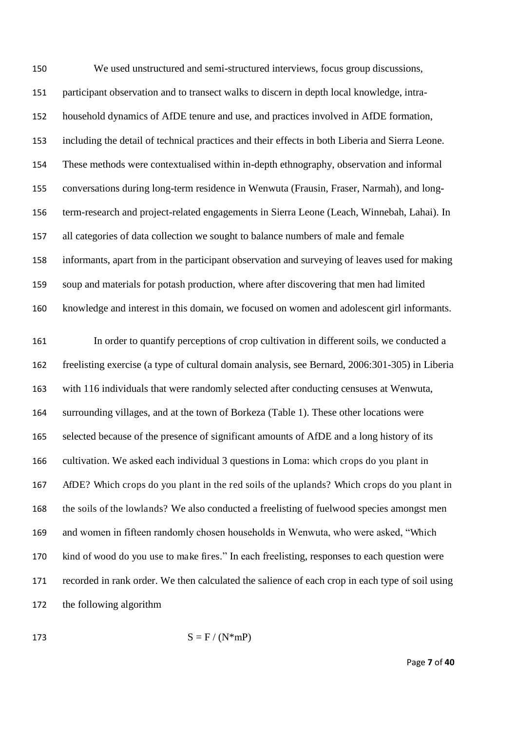We used unstructured and semi-structured interviews, focus group discussions, participant observation and to transect walks to discern in depth local knowledge, intra-household dynamics of AfDE tenure and use, and practices involved in AfDE formation, including the detail of technical practices and their effects in both Liberia and Sierra Leone. These methods were contextualised within in-depth ethnography, observation and informal conversations during long-term residence in Wenwuta (Frausin, Fraser, Narmah), and long-term-research and project-related engagements in Sierra Leone (Leach, Winnebah, Lahai). In all categories of data collection we sought to balance numbers of male and female informants, apart from in the participant observation and surveying of leaves used for making soup and materials for potash production, where after discovering that men had limited knowledge and interest in this domain, we focused on women and adolescent girl informants.

In order to quantify perceptions of crop cultivation in different soils, we conducted a freelisting exercise (a type of cultural domain analysis, see Bernard, 2006:301-305) in Liberia with 116 individuals that were randomly selected after conducting censuses at Wenwuta, surrounding villages, and at the town of Borkeza (Table 1). These other locations were selected because of the presence of significant amounts of AfDE and a long history of its cultivation. We asked each individual 3 questions in Loma: which crops do you plant in AfDE? Which crops do you plant in the red soils of the uplands? Which crops do you plant in the soils of the lowlands? We also conducted a freelisting of fuelwood species amongst men and women in fifteen randomly chosen households in Wenwuta, who were asked, "Which kind of wood do you use to make fires." In each freelisting, responses to each question were recorded in rank order. We then calculated the salience of each crop in each type of soil using the following algorithm

$$S = F / (N*mP)$$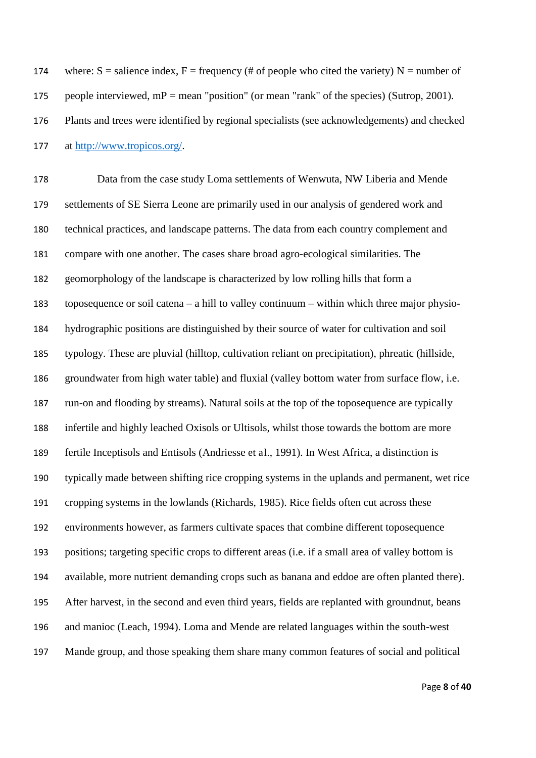where: S = salience index, F = frequency (# of people who cited the variety) N = number of people interviewed, mP = mean "position" (or mean "rank" of the species) (Sutrop, 2001). Plants and trees were identified by regional specialists (see acknowledgements) and checked at http://www.tropicos.org/.

Data from the case study Loma settlements of Wenwuta, NW Liberia and Mende settlements of SE Sierra Leone are primarily used in our analysis of gendered work and technical practices, and landscape patterns. The data from each country complement and compare with one another. The cases share broad agro-ecological similarities. The geomorphology of the landscape is characterized by low rolling hills that form a toposequence or soil catena – a hill to valley continuum – within which three major physio-hydrographic positions are distinguished by their source of water for cultivation and soil typology. These are pluvial (hilltop, cultivation reliant on precipitation), phreatic (hillside, groundwater from high water table) and fluxial (valley bottom water from surface flow, i.e. run-on and flooding by streams). Natural soils at the top of the toposequence are typically infertile and highly leached Oxisols or Ultisols, whilst those towards the bottom are more fertile Inceptisols and Entisols (Andriesse et al., 1991). In West Africa, a distinction is typically made between shifting rice cropping systems in the uplands and permanent, wet rice cropping systems in the lowlands (Richards, 1985). Rice fields often cut across these environments however, as farmers cultivate spaces that combine different toposequence positions; targeting specific crops to different areas (i.e. if a small area of valley bottom is available, more nutrient demanding crops such as banana and eddoe are often planted there). After harvest, in the second and even third years, fields are replanted with groundnut, beans and manioc (Leach, 1994). Loma and Mende are related languages within the south-west Mande group, and those speaking them share many common features of social and political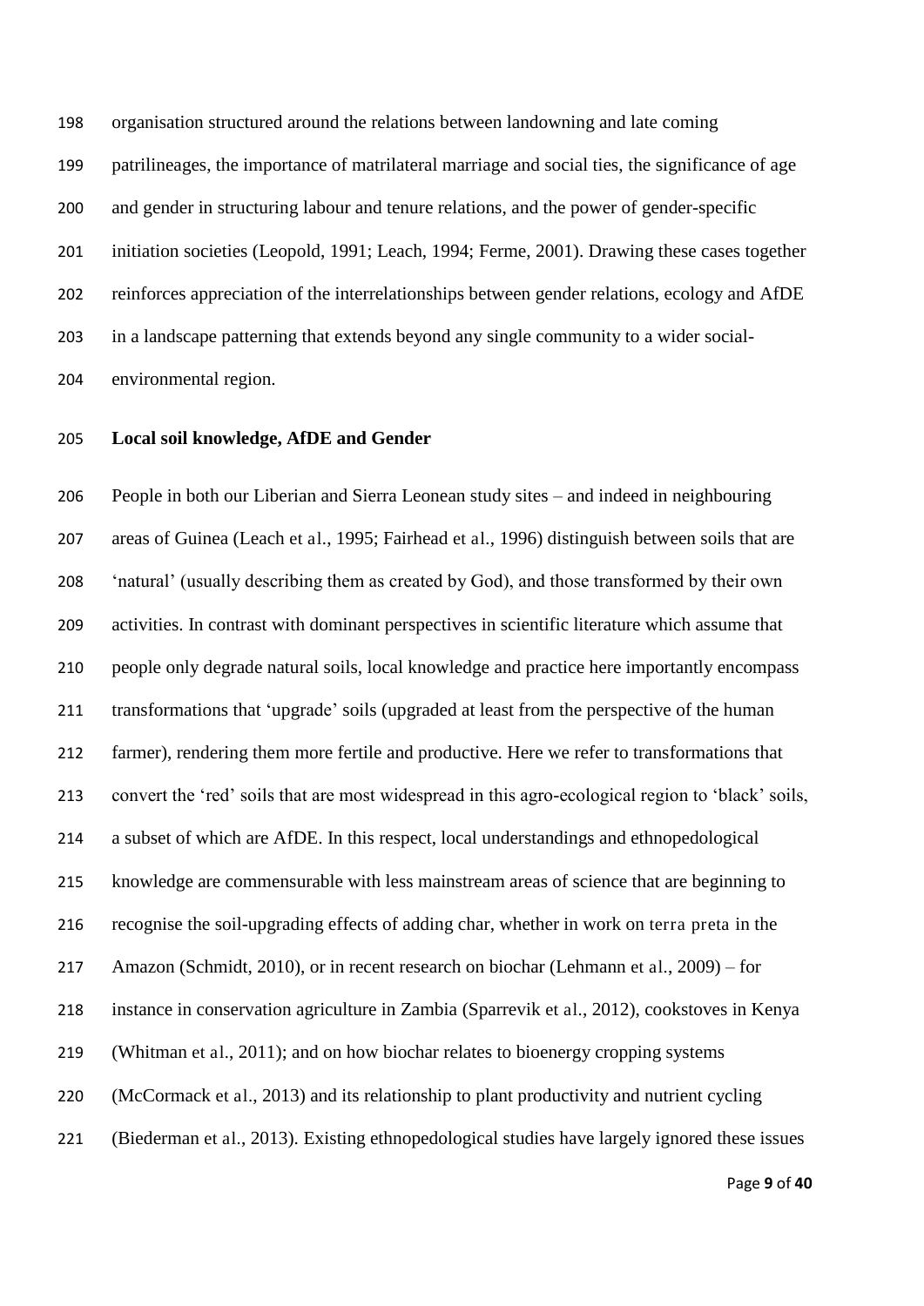organisation structured around the relations between landowning and late coming patrilineages, the importance of matrilateral marriage and social ties, the significance of age and gender in structuring labour and tenure relations, and the power of gender-specific initiation societies (Leopold, 1991; Leach, 1994; Ferme, 2001). Drawing these cases together reinforces appreciation of the interrelationships between gender relations, ecology and AfDE in a landscape patterning that extends beyond any single community to a wider social-environmental region.

## Local soil knowledge, AfDE and Gender

People in both our Liberian and Sierra Leonean study sites – and indeed in neighbouring areas of Guinea (Leach et al., 1995; Fairhead et al., 1996) distinguish between soils that are 'natural' (usually describing them as created by God), and those transformed by their own activities. In contrast with dominant perspectives in scientific literature which assume that people only degrade natural soils, local knowledge and practice here importantly encompass transformations that 'upgrade' soils (upgraded at least from the perspective of the human farmer), rendering them more fertile and productive. Here we refer to transformations that convert the 'red' soils that are most widespread in this agro-ecological region to 'black' soils, a subset of which are AfDE. In this respect, local understandings and ethnopedological knowledge are commensurable with less mainstream areas of science that are beginning to recognise the soil-upgrading effects of adding char, whether in work on terra preta in the Amazon (Schmidt, 2010), or in recent research on biochar (Lehmann et al., 2009) – for instance in conservation agriculture in Zambia (Sparrevik et al., 2012), cookstoves in Kenya (Whitman et al., 2011); and on how biochar relates to bioenergy cropping systems (McCormack et al., 2013) and its relationship to plant productivity and nutrient cycling (Biederman et al., 2013). Existing ethnopedological studies have largely ignored these issues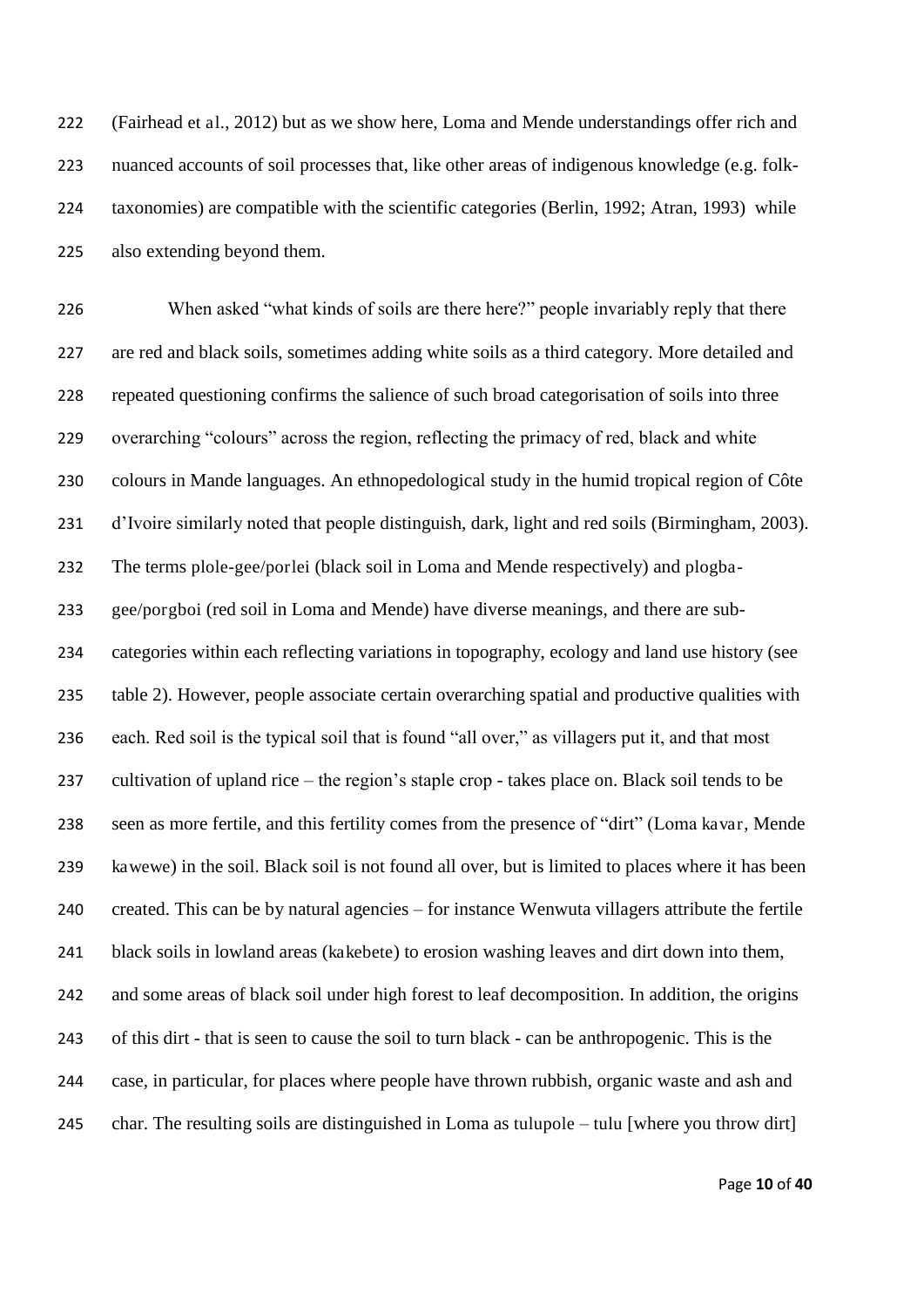(Fairhead et al., 2012) but as we show here, Loma and Mende understandings offer rich and nuanced accounts of soil processes that, like other areas of indigenous knowledge (e.g. folk-taxonomies) are compatible with the scientific categories (Berlin, 1992; Atran, 1993) while also extending beyond them.

When asked "what kinds of soils are there here?" people invariably reply that there are red and black soils, sometimes adding white soils as a third category. More detailed and repeated questioning confirms the salience of such broad categorisation of soils into three overarching "colours" across the region, reflecting the primacy of red, black and white colours in Mande languages. An ethnopedological study in the humid tropical region of Côte d'Ivoire similarly noted that people distinguish, dark, light and red soils (Birmingham, 2003). The terms plole-gee/porlei (black soil in Loma and Mende respectively) and plogba-gee/porgboi (red soil in Loma and Mende) have diverse meanings, and there are sub-categories within each reflecting variations in topography, ecology and land use history (see table 2). However, people associate certain overarching spatial and productive qualities with each. Red soil is the typical soil that is found "all over," as villagers put it, and that most cultivation of upland rice – the region's staple crop - takes place on. Black soil tends to be seen as more fertile, and this fertility comes from the presence of "dirt" (Loma kavar, Mende kawewe) in the soil. Black soil is not found all over, but is limited to places where it has been created. This can be by natural agencies – for instance Wenwuta villagers attribute the fertile black soils in lowland areas (kakebete) to erosion washing leaves and dirt down into them, and some areas of black soil under high forest to leaf decomposition. In addition, the origins of this dirt - that is seen to cause the soil to turn black - can be anthropogenic. This is the case, in particular, for places where people have thrown rubbish, organic waste and ash and char. The resulting soils are distinguished in Loma as tulupole – tulu [where you throw dirt]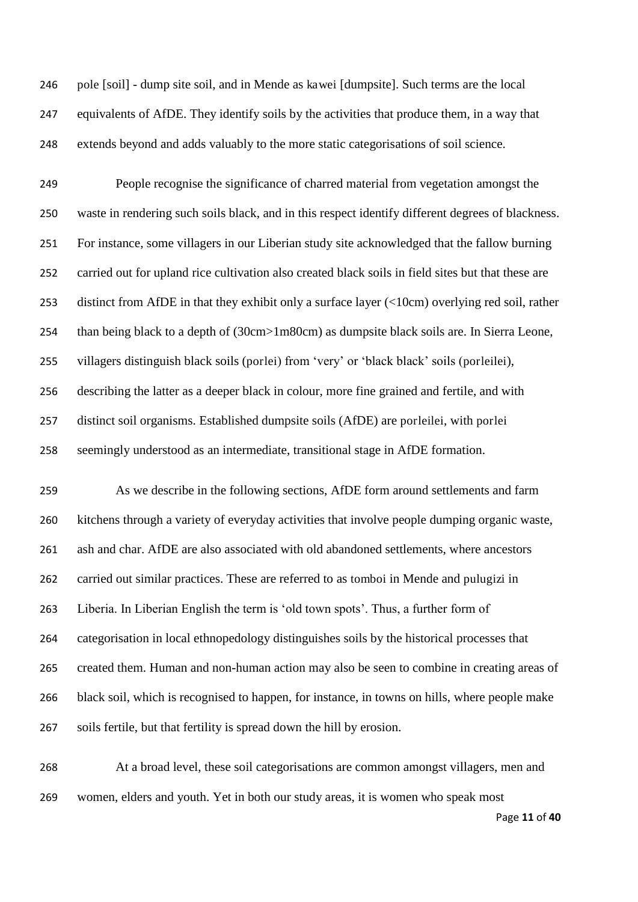pole [soil] - dump site soil, and in Mende as kawei [dumpsite]. Such terms are the local equivalents of AfDE. They identify soils by the activities that produce them, in a way that extends beyond and adds valuably to the more static categorisations of soil science.

People recognise the significance of charred material from vegetation amongst the waste in rendering such soils black, and in this respect identify different degrees of blackness. For instance, some villagers in our Liberian study site acknowledged that the fallow burning carried out for upland rice cultivation also created black soils in field sites but that these are distinct from AfDE in that they exhibit only a surface layer (<10cm) overlying red soil, rather than being black to a depth of (30cm>1m80cm) as dumpsite black soils are. In Sierra Leone, villagers distinguish black soils (porlei) from 'very' or 'black black' soils (porleilei), describing the latter as a deeper black in colour, more fine grained and fertile, and with distinct soil organisms. Established dumpsite soils (AfDE) are porleilei, with porlei seemingly understood as an intermediate, transitional stage in AfDE formation.

As we describe in the following sections, AfDE form around settlements and farm kitchens through a variety of everyday activities that involve people dumping organic waste, ash and char. AfDE are also associated with old abandoned settlements, where ancestors carried out similar practices. These are referred to as tomboi in Mende and pulugizi in Liberia. In Liberian English the term is 'old town spots'. Thus, a further form of categorisation in local ethnopedology distinguishes soils by the historical processes that created them. Human and non-human action may also be seen to combine in creating areas of black soil, which is recognised to happen, for instance, in towns on hills, where people make soils fertile, but that fertility is spread down the hill by erosion.

At a broad level, these soil categorisations are common amongst villagers, men and women, elders and youth. Yet in both our study areas, it is women who speak most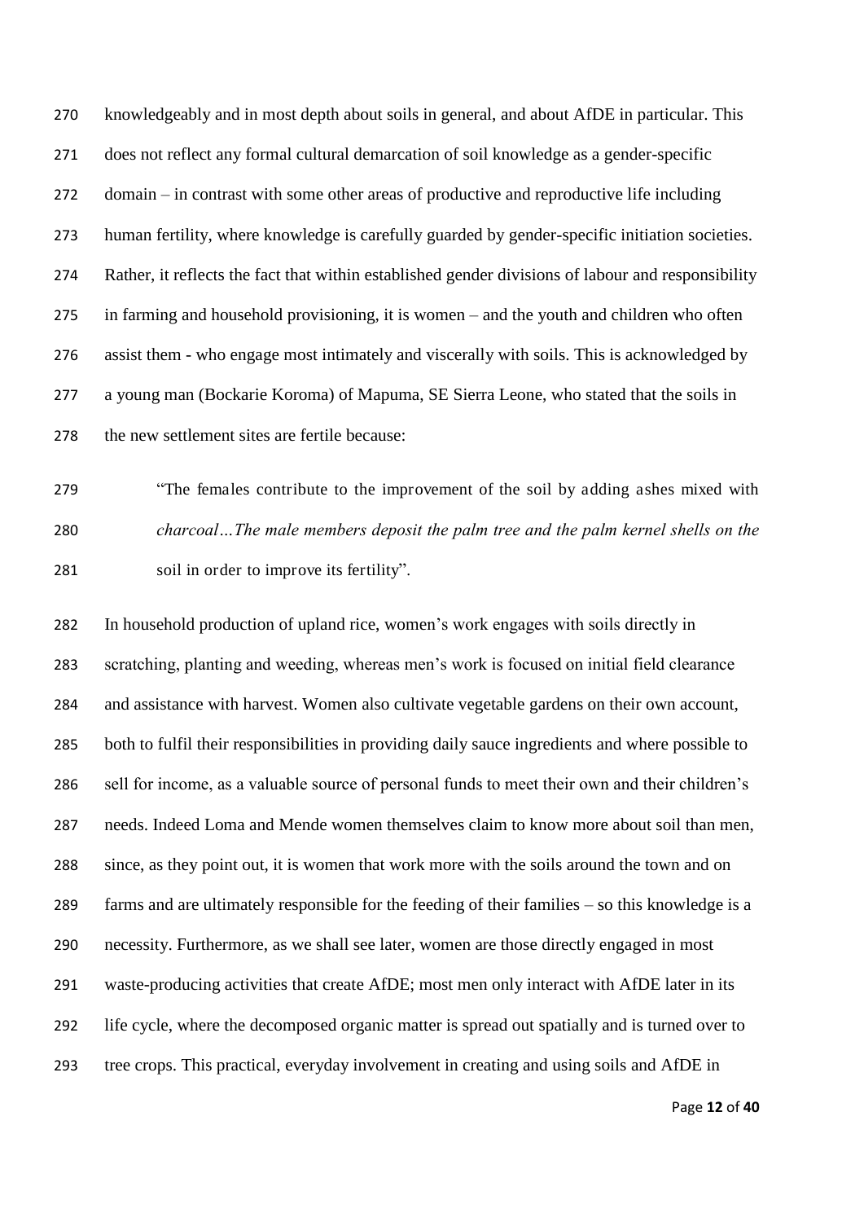knowledgeably and in most depth about soils in general, and about AfDE in particular. This does not reflect any formal cultural demarcation of soil knowledge as a gender-specific domain – in contrast with some other areas of productive and reproductive life including human fertility, where knowledge is carefully guarded by gender-specific initiation societies. Rather, it reflects the fact that within established gender divisions of labour and responsibility in farming and household provisioning, it is women – and the youth and children who often assist them - who engage most intimately and viscerally with soils. This is acknowledged by a young man (Bockarie Koroma) of Mapuma, SE Sierra Leone, who stated that the soils in the new settlement sites are fertile because:

> "The females contribute to the improvement of the soil by adding ashes mixed with *charcoal…The male members deposit the palm tree and the palm kernel shells on the* soil in order to improve its fertility".

In household production of upland rice, women's work engages with soils directly in scratching, planting and weeding, whereas men's work is focused on initial field clearance and assistance with harvest. Women also cultivate vegetable gardens on their own account, both to fulfil their responsibilities in providing daily sauce ingredients and where possible to sell for income, as a valuable source of personal funds to meet their own and their children's needs. Indeed Loma and Mende women themselves claim to know more about soil than men, since, as they point out, it is women that work more with the soils around the town and on farms and are ultimately responsible for the feeding of their families – so this knowledge is a necessity. Furthermore, as we shall see later, women are those directly engaged in most waste-producing activities that create AfDE; most men only interact with AfDE later in its life cycle, where the decomposed organic matter is spread out spatially and is turned over to tree crops. This practical, everyday involvement in creating and using soils and AfDE in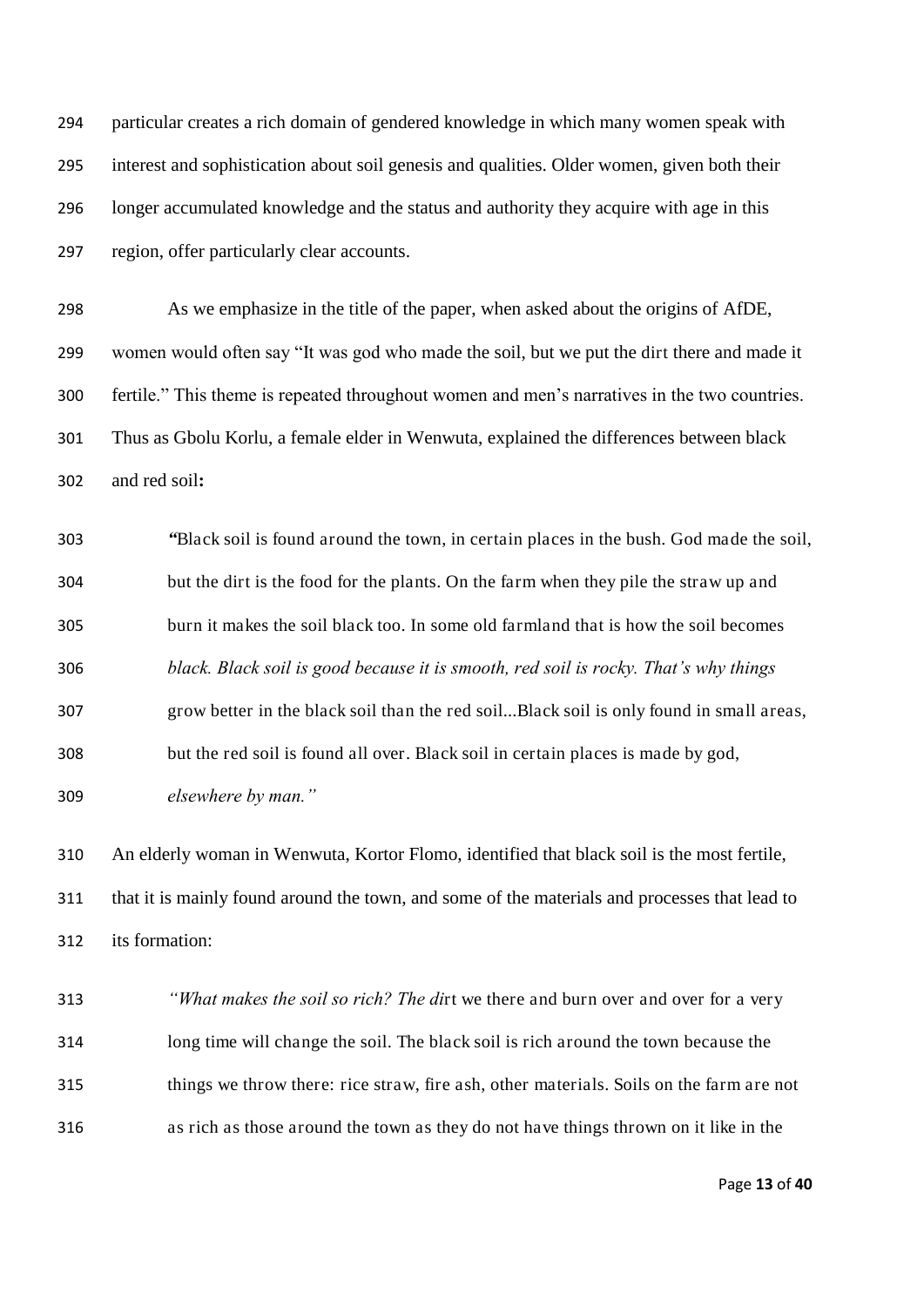particular creates a rich domain of gendered knowledge in which many women speak with interest and sophistication about soil genesis and qualities. Older women, given both their longer accumulated knowledge and the status and authority they acquire with age in this region, offer particularly clear accounts.

As we emphasize in the title of the paper, when asked about the origins of AfDE, women would often say "It was god who made the soil, but we put the dirt there and made it fertile." This theme is repeated throughout women and men's narratives in the two countries. Thus as Gbolu Korlu, a female elder in Wenwuta, explained the differences between black and red soil**:**

> **"**Black soil is found around the town, in certain places in the bush. God made the soil, but the dirt is the food for the plants. On the farm when they pile the straw up and burn it makes the soil black too. In some old farmland that is how the soil becomes *black. Black soil is good because it is smooth, red soil is rocky. That's why things* grow better in the black soil than the red soil...Black soil is only found in small areas, but the red soil is found all over. Black soil in certain places is made by god, *elsewhere by man."*

An elderly woman in Wenwuta, Kortor Flomo, identified that black soil is the most fertile, that it is mainly found around the town, and some of the materials and processes that lead to its formation:

> *"What makes the soil so rich? The di*rt we there and burn over and over for a very long time will change the soil. The black soil is rich around the town because the things we throw there: rice straw, fire ash, other materials. Soils on the farm are not as rich as those around the town as they do not have things thrown on it like in the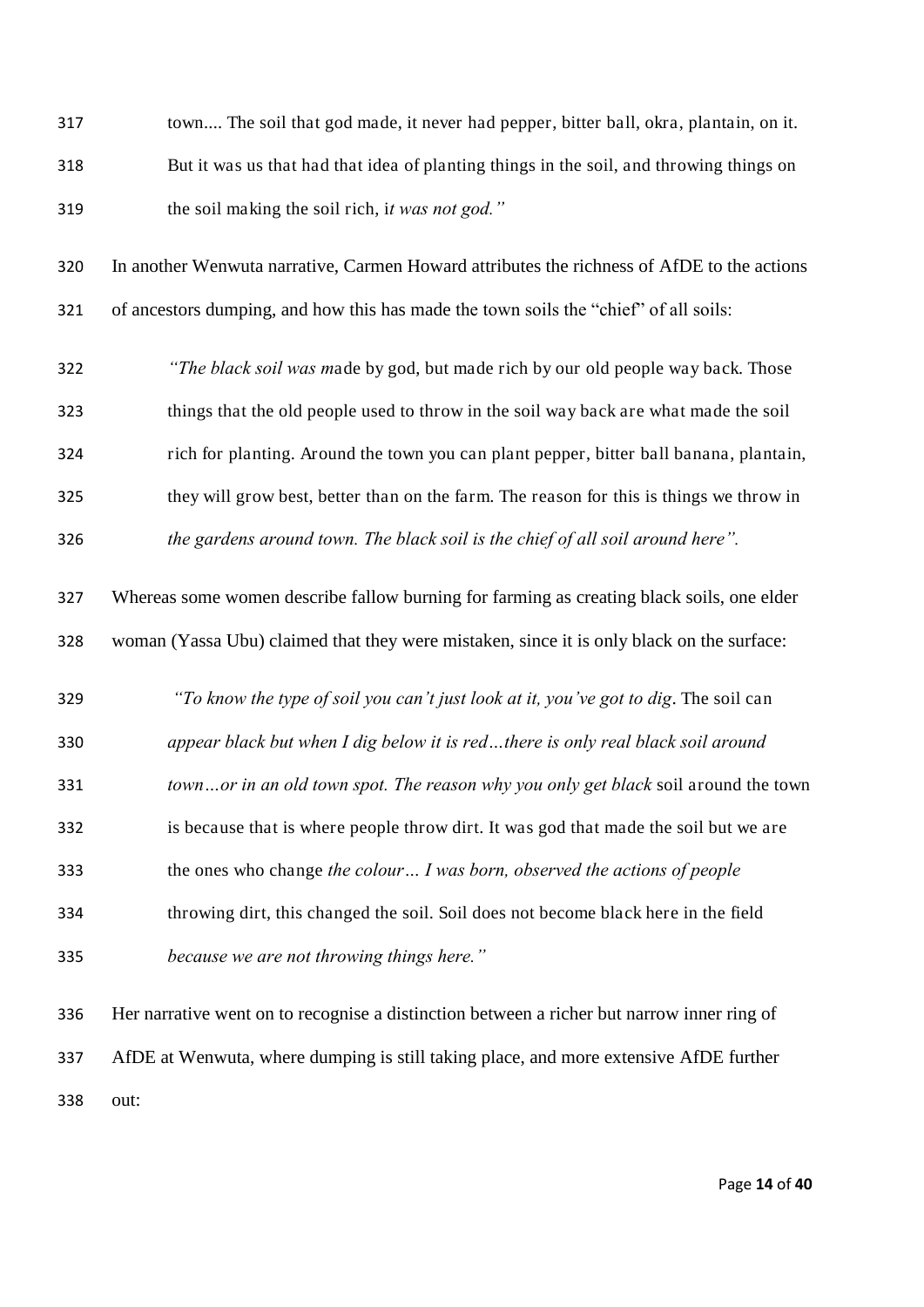town.... The soil that god made, it never had pepper, bitter ball, okra, plantain, on it. But it was us that had that idea of planting things in the soil, and throwing things on the soil making the soil rich, i*t was not god."*

In another Wenwuta narrative, Carmen Howard attributes the richness of AfDE to the actions of ancestors dumping, and how this has made the town soils the "chief" of all soils:

> *"The black soil was m*ade by god, but made rich by our old people way back. Those things that the old people used to throw in the soil way back are what made the soil rich for planting. Around the town you can plant pepper, bitter ball banana, plantain, they will grow best, better than on the farm. The reason for this is things we throw in *the gardens around town. The black soil is the chief of all soil around here".*

Whereas some women describe fallow burning for farming as creating black soils, one elder woman (Yassa Ubu) claimed that they were mistaken, since it is only black on the surface:

> *"To know the type of soil you can't just look at it, you've got to dig*. The soil can *appear black but when I dig below it is red…there is only real black soil around town…or in an old town spot. The reason why you only get black* soil around the town is because that is where people throw dirt. It was god that made the soil but we are the ones who change *the colour… I was born, observed the actions of people* throwing dirt, this changed the soil. Soil does not become black here in the field *because we are not throwing things here."*

Her narrative went on to recognise a distinction between a richer but narrow inner ring of AfDE at Wenwuta, where dumping is still taking place, and more extensive AfDE further out: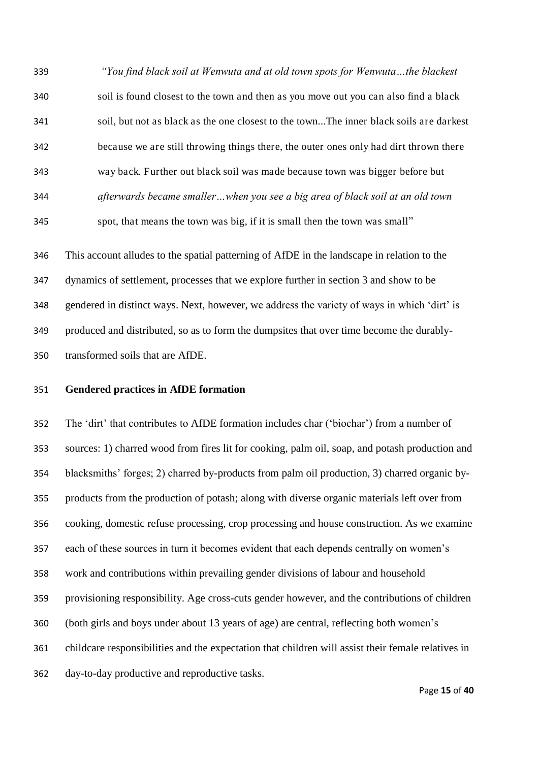> *"You find black soil at Wenwuta and at old town spots for Wenwuta…the blackest* soil is found closest to the town and then as you move out you can also find a black soil, but not as black as the one closest to the town...The inner black soils are darkest because we are still throwing things there, the outer ones only had dirt thrown there way back. Further out black soil was made because town was bigger before but *afterwards became smaller…when you see a big area of black soil at an old town* spot, that means the town was big, if it is small then the town was small"

This account alludes to the spatial patterning of AfDE in the landscape in relation to the dynamics of settlement, processes that we explore further in section 3 and show to be gendered in distinct ways. Next, however, we address the variety of ways in which 'dirt' is produced and distributed, so as to form the dumpsites that over time become the durably-transformed soils that are AfDE.

**Gendered practices in AfDE formation**

The 'dirt' that contributes to AfDE formation includes char ('biochar') from a number of sources: 1) charred wood from fires lit for cooking, palm oil, soap, and potash production and blacksmiths' forges; 2) charred by-products from palm oil production, 3) charred organic by-products from the production of potash; along with diverse organic materials left over from cooking, domestic refuse processing, crop processing and house construction. As we examine each of these sources in turn it becomes evident that each depends centrally on women's work and contributions within prevailing gender divisions of labour and household provisioning responsibility. Age cross-cuts gender however, and the contributions of children (both girls and boys under about 13 years of age) are central, reflecting both women's childcare responsibilities and the expectation that children will assist their female relatives in day-to-day productive and reproductive tasks.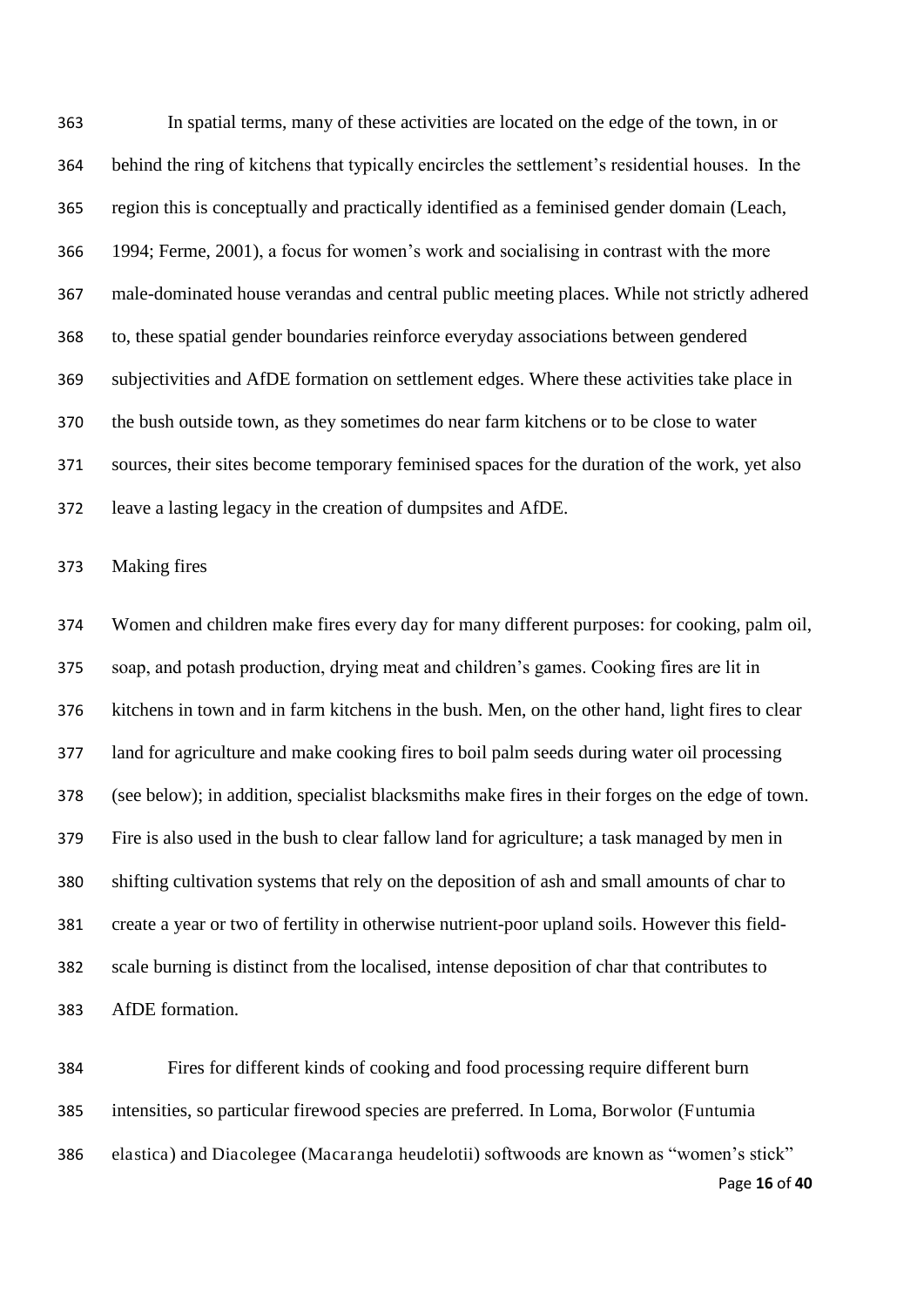In spatial terms, many of these activities are located on the edge of the town, in or behind the ring of kitchens that typically encircles the settlement's residential houses. In the region this is conceptually and practically identified as a feminised gender domain (Leach, 1994; Ferme, 2001), a focus for women's work and socialising in contrast with the more male-dominated house verandas and central public meeting places. While not strictly adhered to, these spatial gender boundaries reinforce everyday associations between gendered subjectivities and AfDE formation on settlement edges. Where these activities take place in the bush outside town, as they sometimes do near farm kitchens or to be close to water sources, their sites become temporary feminised spaces for the duration of the work, yet also leave a lasting legacy in the creation of dumpsites and AfDE.

Making fires

Women and children make fires every day for many different purposes: for cooking, palm oil, soap, and potash production, drying meat and children's games. Cooking fires are lit in kitchens in town and in farm kitchens in the bush. Men, on the other hand, light fires to clear land for agriculture and make cooking fires to boil palm seeds during water oil processing (see below); in addition, specialist blacksmiths make fires in their forges on the edge of town. Fire is also used in the bush to clear fallow land for agriculture; a task managed by men in shifting cultivation systems that rely on the deposition of ash and small amounts of char to create a year or two of fertility in otherwise nutrient-poor upland soils. However this field-scale burning is distinct from the localised, intense deposition of char that contributes to AfDE formation.

Fires for different kinds of cooking and food processing require different burn intensities, so particular firewood species are preferred. In Loma, Borwolor (Funtumia elastica) and Diacolegee (Macaranga heudelotii) softwoods are known as "women's stick"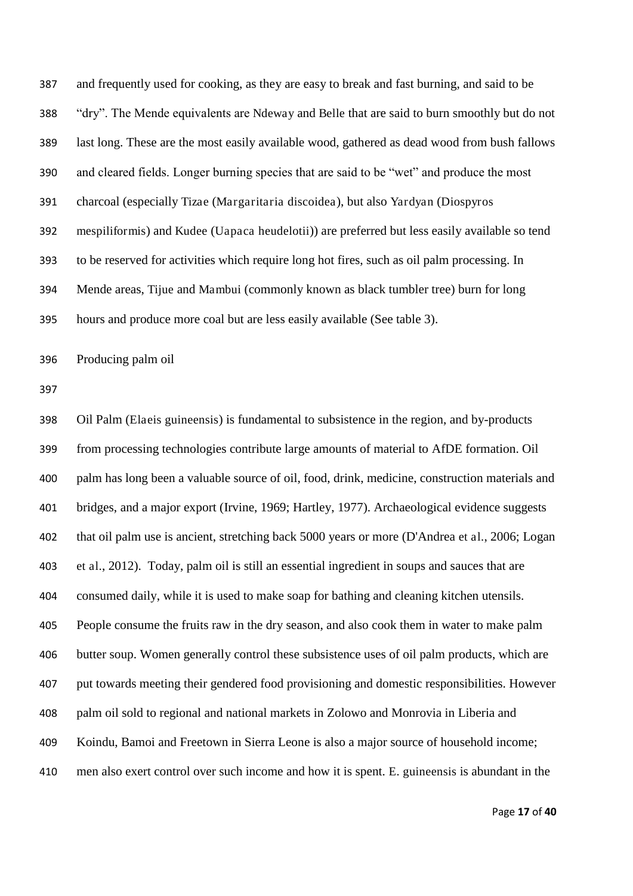and frequently used for cooking, as they are easy to break and fast burning, and said to be "dry". The Mende equivalents are Ndeway and Belle that are said to burn smoothly but do not last long. These are the most easily available wood, gathered as dead wood from bush fallows and cleared fields. Longer burning species that are said to be "wet" and produce the most charcoal (especially Tizae (*Margaritaria discoidea*), but also Yardyan (*Diospyros mespiliformis*) and Kudee (*Uapaca heudelotii*)) are preferred but less easily available so tend to be reserved for activities which require long hot fires, such as oil palm processing. In Mende areas, Tijue and Mambui (commonly known as black tumbler tree) burn for long hours and produce more coal but are less easily available (See table 3).

## Producing palm oil

Oil Palm (*Elaeis guineensis*) is fundamental to subsistence in the region, and by-products from processing technologies contribute large amounts of material to AfDE formation. Oil palm has long been a valuable source of oil, food, drink, medicine, construction materials and bridges, and a major export (Irvine, 1969; Hartley, 1977). Archaeological evidence suggests that oil palm use is ancient, stretching back 5000 years or more (D'Andrea et al., 2006; Logan et al., 2012). Today, palm oil is still an essential ingredient in soups and sauces that are consumed daily, while it is used to make soap for bathing and cleaning kitchen utensils. People consume the fruits raw in the dry season, and also cook them in water to make palm butter soup. Women generally control these subsistence uses of oil palm products, which are put towards meeting their gendered food provisioning and domestic responsibilities. However palm oil sold to regional and national markets in Zolowo and Monrovia in Liberia and Koindu, Bamoi and Freetown in Sierra Leone is also a major source of household income; men also exert control over such income and how it is spent. *E. guineensis* is abundant in the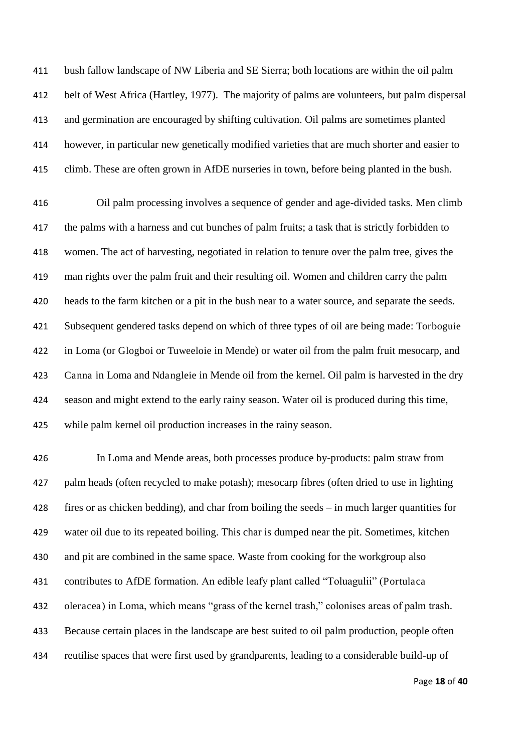bush fallow landscape of NW Liberia and SE Sierra; both locations are within the oil palm belt of West Africa (Hartley, 1977). The majority of palms are volunteers, but palm dispersal and germination are encouraged by shifting cultivation. Oil palms are sometimes planted however, in particular new genetically modified varieties that are much shorter and easier to climb. These are often grown in AfDE nurseries in town, before being planted in the bush.

Oil palm processing involves a sequence of gender and age-divided tasks. Men climb the palms with a harness and cut bunches of palm fruits; a task that is strictly forbidden to women. The act of harvesting, negotiated in relation to tenure over the palm tree, gives the man rights over the palm fruit and their resulting oil. Women and children carry the palm heads to the farm kitchen or a pit in the bush near to a water source, and separate the seeds. Subsequent gendered tasks depend on which of three types of oil are being made: Torboguie in Loma (or Glogboi or Tuweeloie in Mende) or water oil from the palm fruit mesocarp, and Canna in Loma and Ndangleie in Mende oil from the kernel. Oil palm is harvested in the dry season and might extend to the early rainy season. Water oil is produced during this time, while palm kernel oil production increases in the rainy season.

In Loma and Mende areas, both processes produce by-products: palm straw from palm heads (often recycled to make potash); mesocarp fibres (often dried to use in lighting fires or as chicken bedding), and char from boiling the seeds – in much larger quantities for water oil due to its repeated boiling. This char is dumped near the pit. Sometimes, kitchen and pit are combined in the same space. Waste from cooking for the workgroup also contributes to AfDE formation. An edible leafy plant called "Toluagulii" (Portulaca oleracea) in Loma, which means "grass of the kernel trash," colonises areas of palm trash. Because certain places in the landscape are best suited to oil palm production, people often reutilise spaces that were first used by grandparents, leading to a considerable build-up of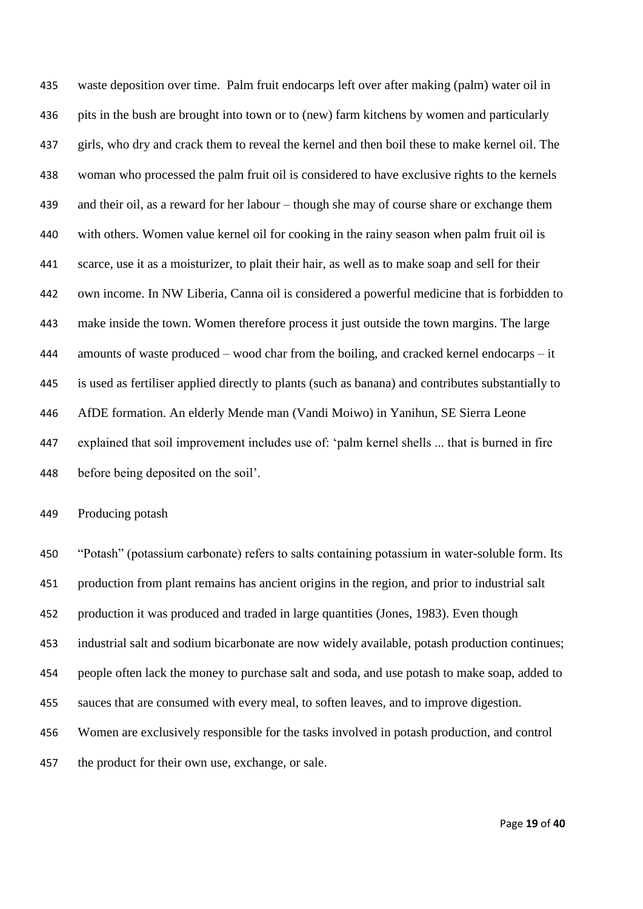waste deposition over time. Palm fruit endocarps left over after making (palm) water oil in pits in the bush are brought into town or to (new) farm kitchens by women and particularly girls, who dry and crack them to reveal the kernel and then boil these to make kernel oil. The woman who processed the palm fruit oil is considered to have exclusive rights to the kernels and their oil, as a reward for her labour – though she may of course share or exchange them with others. Women value kernel oil for cooking in the rainy season when palm fruit oil is scarce, use it as a moisturizer, to plait their hair, as well as to make soap and sell for their own income. In NW Liberia, Canna oil is considered a powerful medicine that is forbidden to make inside the town. Women therefore process it just outside the town margins. The large amounts of waste produced – wood char from the boiling, and cracked kernel endocarps – it is used as fertiliser applied directly to plants (such as banana) and contributes substantially to AfDE formation. An elderly Mende man (Vandi Moiwo) in Yanihun, SE Sierra Leone explained that soil improvement includes use of: 'palm kernel shells ... that is burned in fire before being deposited on the soil'.

### Producing potash

"Potash" (potassium carbonate) refers to salts containing potassium in water-soluble form. Its production from plant remains has ancient origins in the region, and prior to industrial salt production it was produced and traded in large quantities (Jones, 1983). Even though industrial salt and sodium bicarbonate are now widely available, potash production continues; people often lack the money to purchase salt and soda, and use potash to make soap, added to sauces that are consumed with every meal, to soften leaves, and to improve digestion. Women are exclusively responsible for the tasks involved in potash production, and control the product for their own use, exchange, or sale.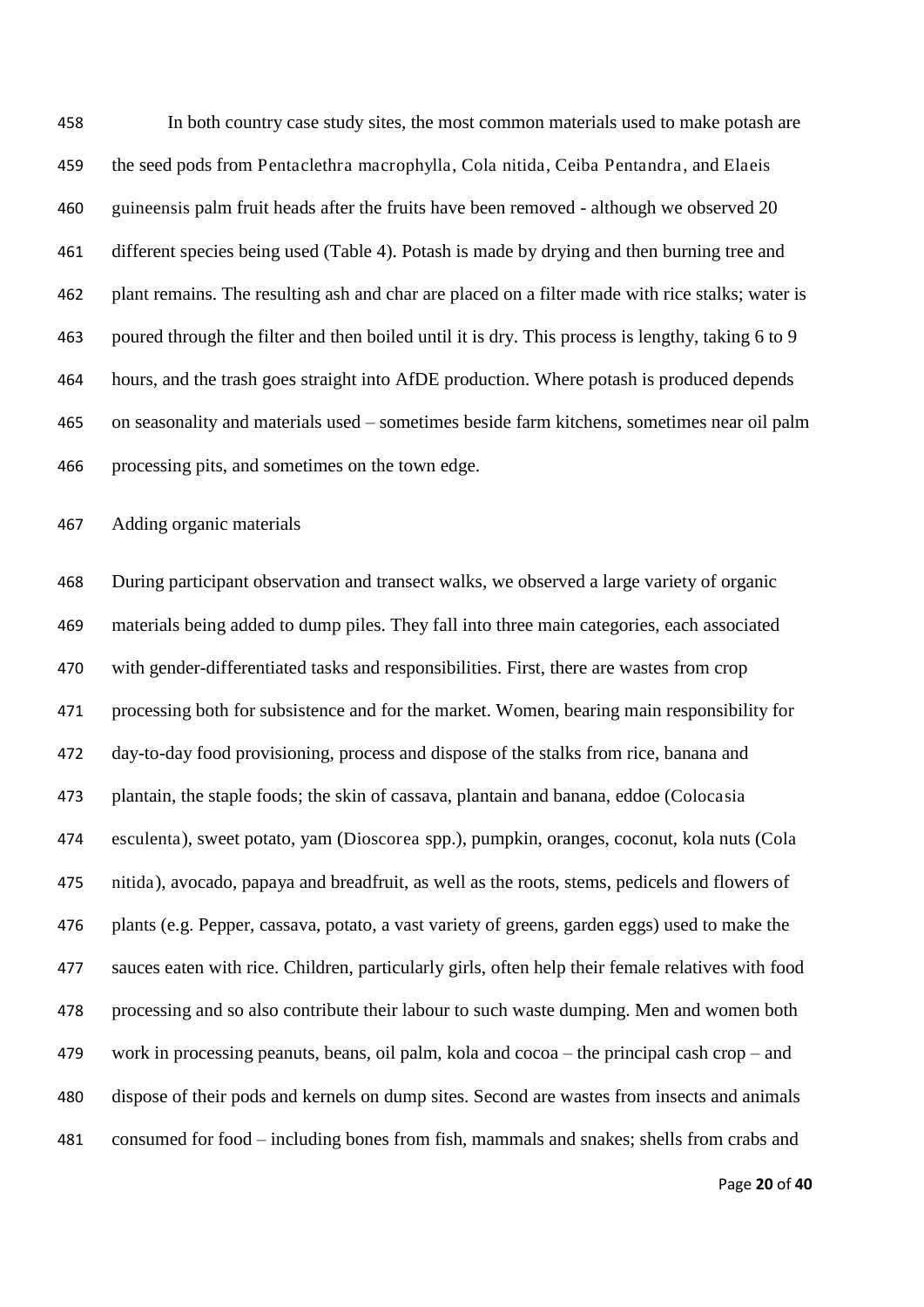In both country case study sites, the most common materials used to make potash are the seed pods from Pentaclethra macrophylla, Cola nitida, Ceiba Pentandra, and Elaeis guineensis palm fruit heads after the fruits have been removed - although we observed 20 different species being used (Table 4). Potash is made by drying and then burning tree and plant remains. The resulting ash and char are placed on a filter made with rice stalks; water is poured through the filter and then boiled until it is dry. This process is lengthy, taking 6 to 9 hours, and the trash goes straight into AfDE production. Where potash is produced depends on seasonality and materials used – sometimes beside farm kitchens, sometimes near oil palm processing pits, and sometimes on the town edge.

Adding organic materials

During participant observation and transect walks, we observed a large variety of organic materials being added to dump piles. They fall into three main categories, each associated with gender-differentiated tasks and responsibilities. First, there are wastes from crop processing both for subsistence and for the market. Women, bearing main responsibility for day-to-day food provisioning, process and dispose of the stalks from rice, banana and plantain, the staple foods; the skin of cassava, plantain and banana, eddoe (Colocasia esculenta), sweet potato, yam (Dioscorea spp.), pumpkin, oranges, coconut, kola nuts (Cola nitida), avocado, papaya and breadfruit, as well as the roots, stems, pedicels and flowers of plants (e.g. Pepper, cassava, potato, a vast variety of greens, garden eggs) used to make the sauces eaten with rice. Children, particularly girls, often help their female relatives with food processing and so also contribute their labour to such waste dumping. Men and women both work in processing peanuts, beans, oil palm, kola and cocoa – the principal cash crop – and dispose of their pods and kernels on dump sites. Second are wastes from insects and animals consumed for food – including bones from fish, mammals and snakes; shells from crabs and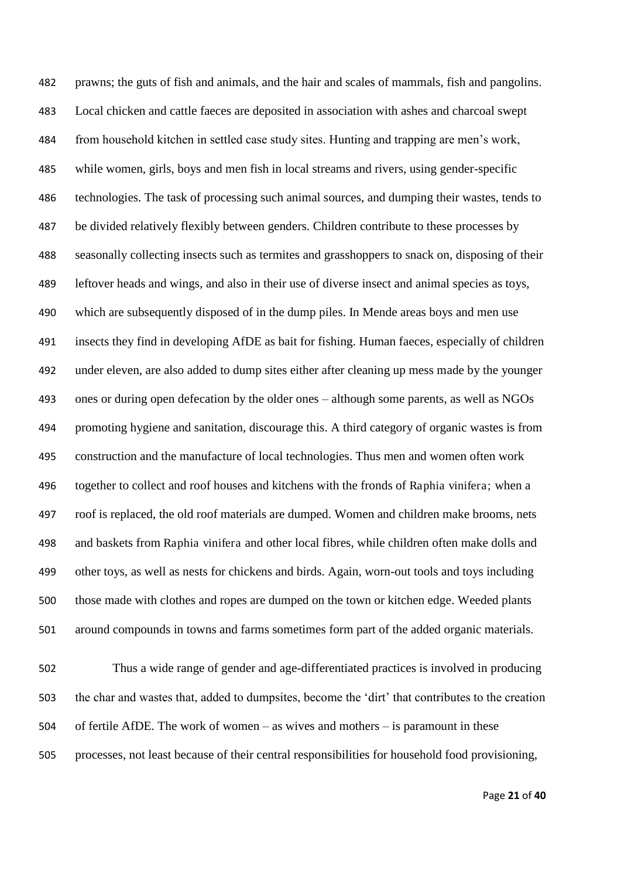prawns; the guts of fish and animals, and the hair and scales of mammals, fish and pangolins. Local chicken and cattle faeces are deposited in association with ashes and charcoal swept from household kitchen in settled case study sites. Hunting and trapping are men's work, while women, girls, boys and men fish in local streams and rivers, using gender-specific technologies. The task of processing such animal sources, and dumping their wastes, tends to be divided relatively flexibly between genders. Children contribute to these processes by seasonally collecting insects such as termites and grasshoppers to snack on, disposing of their leftover heads and wings, and also in their use of diverse insect and animal species as toys, which are subsequently disposed of in the dump piles. In Mende areas boys and men use insects they find in developing AfDE as bait for fishing. Human faeces, especially of children under eleven, are also added to dump sites either after cleaning up mess made by the younger ones or during open defecation by the older ones – although some parents, as well as NGOs promoting hygiene and sanitation, discourage this. A third category of organic wastes is from construction and the manufacture of local technologies. Thus men and women often work together to collect and roof houses and kitchens with the fronds of Raphia vinifera; when a roof is replaced, the old roof materials are dumped. Women and children make brooms, nets and baskets from Raphia vinifera and other local fibres, while children often make dolls and other toys, as well as nests for chickens and birds. Again, worn-out tools and toys including those made with clothes and ropes are dumped on the town or kitchen edge. Weeded plants around compounds in towns and farms sometimes form part of the added organic materials.

Thus a wide range of gender and age-differentiated practices is involved in producing the char and wastes that, added to dumpsites, become the 'dirt' that contributes to the creation of fertile AfDE. The work of women – as wives and mothers – is paramount in these processes, not least because of their central responsibilities for household food provisioning,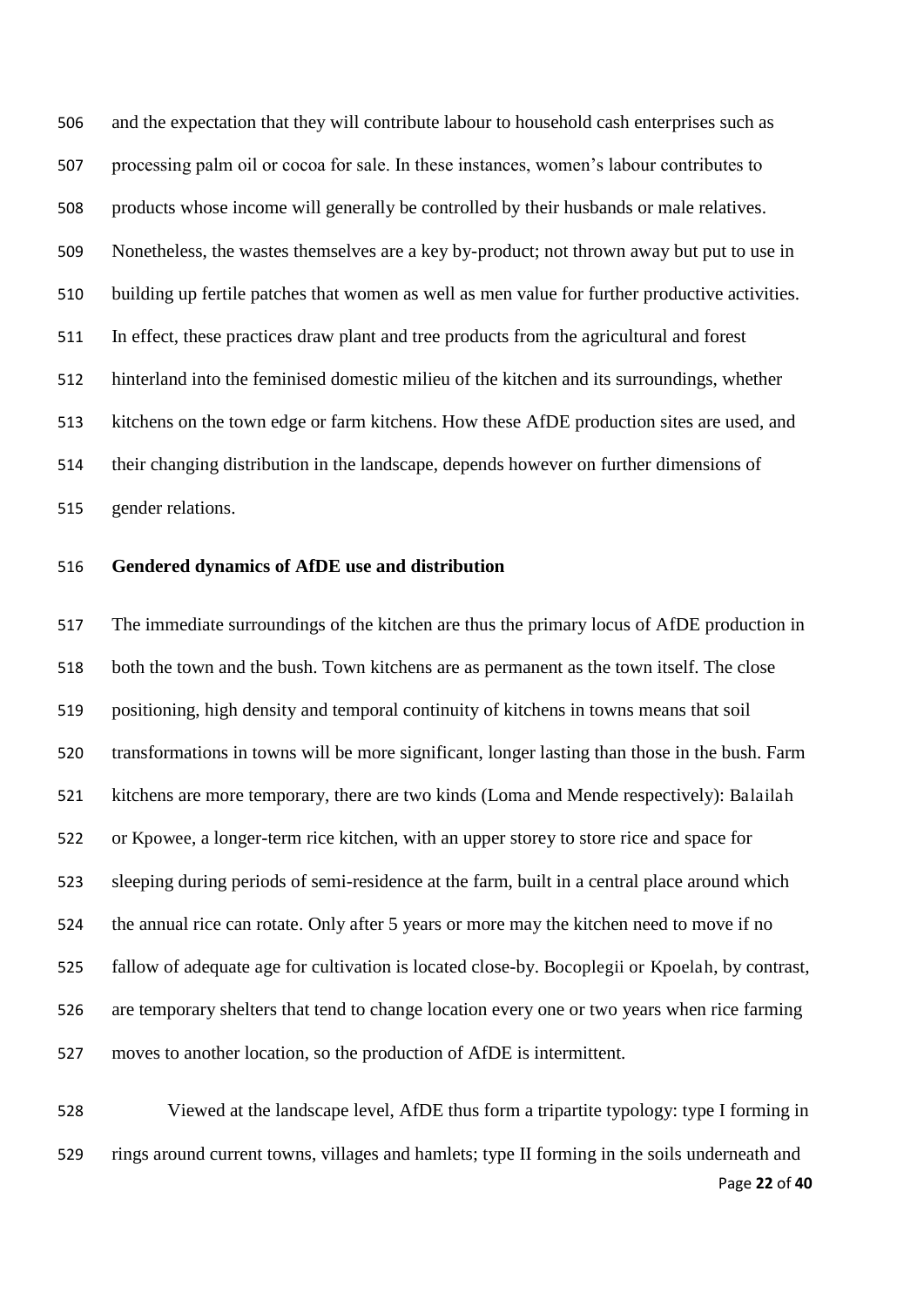and the expectation that they will contribute labour to household cash enterprises such as processing palm oil or cocoa for sale. In these instances, women's labour contributes to products whose income will generally be controlled by their husbands or male relatives. Nonetheless, the wastes themselves are a key by-product; not thrown away but put to use in building up fertile patches that women as well as men value for further productive activities. In effect, these practices draw plant and tree products from the agricultural and forest hinterland into the feminised domestic milieu of the kitchen and its surroundings, whether kitchens on the town edge or farm kitchens. How these AfDE production sites are used, and their changing distribution in the landscape, depends however on further dimensions of gender relations.

**Gendered dynamics of AfDE use and distribution**

The immediate surroundings of the kitchen are thus the primary locus of AfDE production in both the town and the bush. Town kitchens are as permanent as the town itself. The close positioning, high density and temporal continuity of kitchens in towns means that soil transformations in towns will be more significant, longer lasting than those in the bush. Farm kitchens are more temporary, there are two kinds (Loma and Mende respectively): Balailah or Kpowee, a longer-term rice kitchen, with an upper storey to store rice and space for sleeping during periods of semi-residence at the farm, built in a central place around which the annual rice can rotate. Only after 5 years or more may the kitchen need to move if no fallow of adequate age for cultivation is located close-by. Bocoplegii or Kpoelah, by contrast, are temporary shelters that tend to change location every one or two years when rice farming moves to another location, so the production of AfDE is intermittent.

Viewed at the landscape level, AfDE thus form a tripartite typology: type I forming in rings around current towns, villages and hamlets; type II forming in the soils underneath and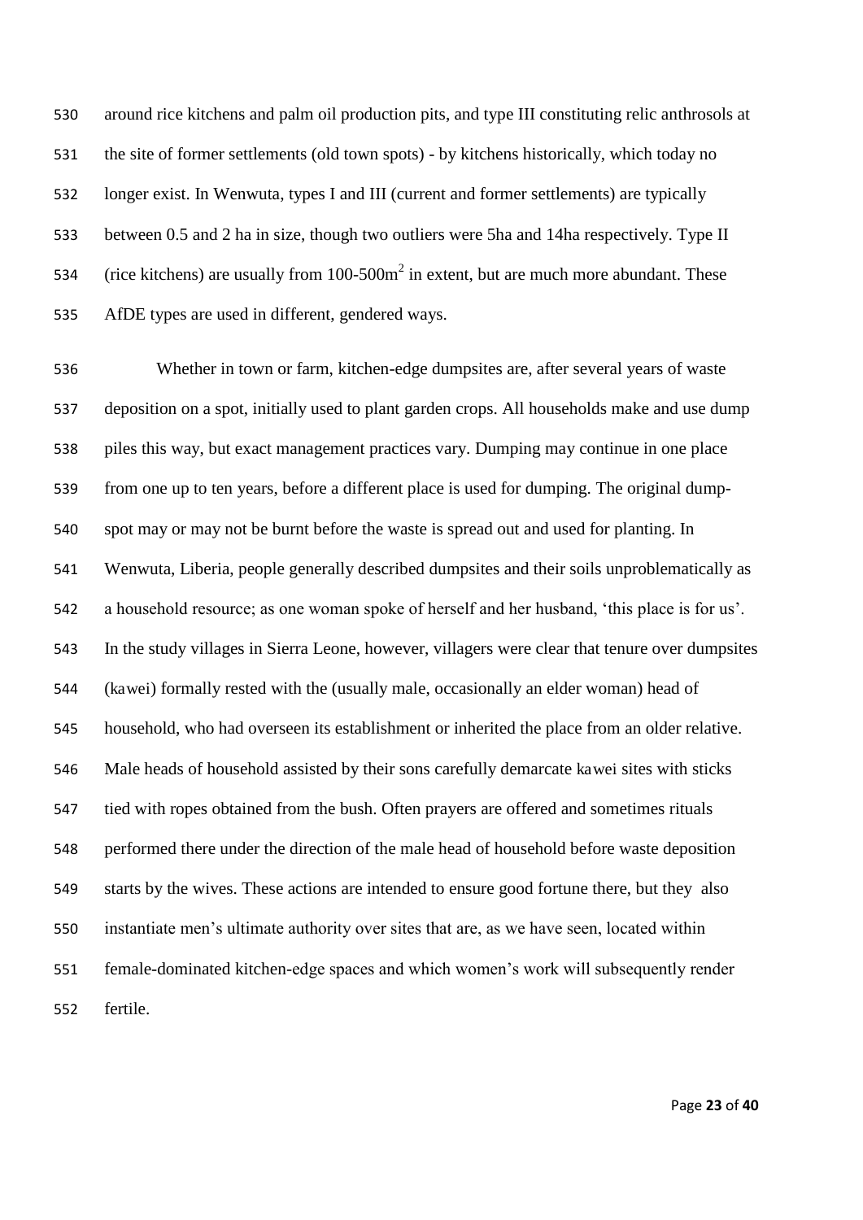around rice kitchens and palm oil production pits, and type III constituting relic anthrosols at the site of former settlements (old town spots) - by kitchens historically, which today no longer exist. In Wenwuta, types I and III (current and former settlements) are typically between 0.5 and 2 ha in size, though two outliers were 5ha and 14ha respectively. Type II (rice kitchens) are usually from 100-500m$^2$ in extent, but are much more abundant. These AfDE types are used in different, gendered ways.

Whether in town or farm, kitchen-edge dumpsites are, after several years of waste deposition on a spot, initially used to plant garden crops. All households make and use dump piles this way, but exact management practices vary. Dumping may continue in one place from one up to ten years, before a different place is used for dumping. The original dump-spot may or may not be burnt before the waste is spread out and used for planting. In Wenwuta, Liberia, people generally described dumpsites and their soils unproblematically as a household resource; as one woman spoke of herself and her husband, 'this place is for us'. In the study villages in Sierra Leone, however, villagers were clear that tenure over dumpsites (kawei) formally rested with the (usually male, occasionally an elder woman) head of household, who had overseen its establishment or inherited the place from an older relative. Male heads of household assisted by their sons carefully demarcate kawei sites with sticks tied with ropes obtained from the bush. Often prayers are offered and sometimes rituals performed there under the direction of the male head of household before waste deposition starts by the wives. These actions are intended to ensure good fortune there, but they also instantiate men's ultimate authority over sites that are, as we have seen, located within female-dominated kitchen-edge spaces and which women's work will subsequently render fertile.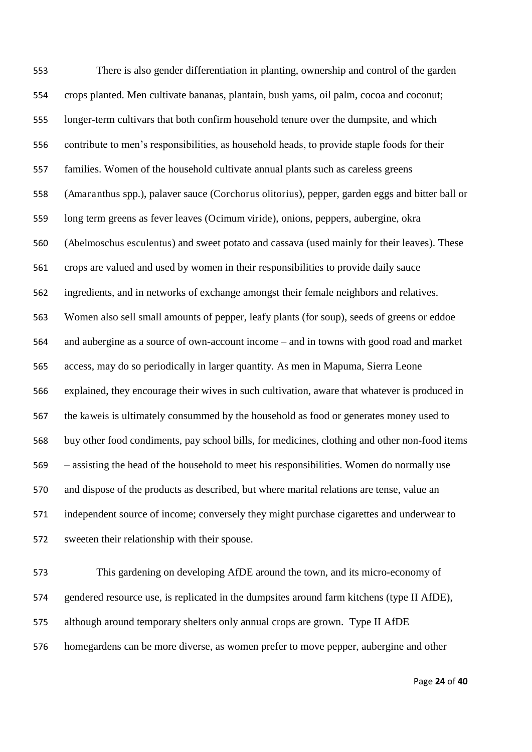There is also gender differentiation in planting, ownership and control of the garden crops planted. Men cultivate bananas, plantain, bush yams, oil palm, cocoa and coconut; longer-term cultivars that both confirm household tenure over the dumpsite, and which contribute to men's responsibilities, as household heads, to provide staple foods for their families. Women of the household cultivate annual plants such as careless greens (*Amaranthus* spp.), palaver sauce (*Corchorus olitorius*), pepper, garden eggs and bitter ball or long term greens as fever leaves (*Ocimum viride*), onions, peppers, aubergine, okra (*Abelmoschus esculentus*) and sweet potato and cassava (used mainly for their leaves). These crops are valued and used by women in their responsibilities to provide daily sauce ingredients, and in networks of exchange amongst their female neighbors and relatives. Women also sell small amounts of pepper, leafy plants (for soup), seeds of greens or eddoe and aubergine as a source of own-account income – and in towns with good road and market access, may do so periodically in larger quantity. As men in Mapuma, Sierra Leone explained, they encourage their wives in such cultivation, aware that whatever is produced in the *kaweis* is ultimately consummed by the household as food or generates money used to buy other food condiments, pay school bills, for medicines, clothing and other non-food items – assisting the head of the household to meet his responsibilities. Women do normally use and dispose of the products as described, but where marital relations are tense, value an independent source of income; conversely they might purchase cigarettes and underwear to sweeten their relationship with their spouse.

This gardening on developing AfDE around the town, and its micro-economy of gendered resource use, is replicated in the dumpsites around farm kitchens (type II AfDE), although around temporary shelters only annual crops are grown. Type II AfDE homegardens can be more diverse, as women prefer to move pepper, aubergine and other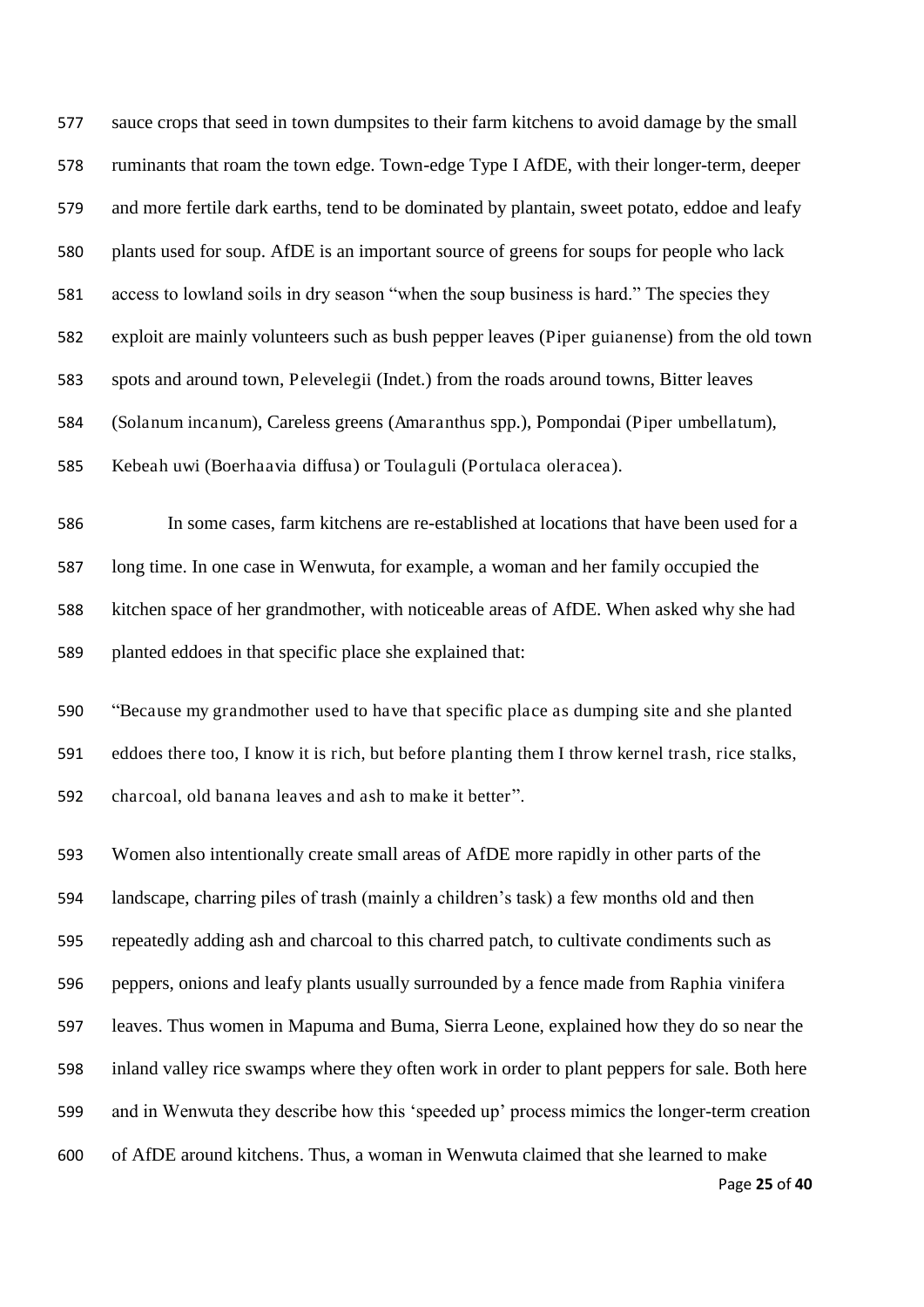sauce crops that seed in town dumpsites to their farm kitchens to avoid damage by the small ruminants that roam the town edge. Town-edge Type I AfDE, with their longer-term, deeper and more fertile dark earths, tend to be dominated by plantain, sweet potato, eddoe and leafy plants used for soup. AfDE is an important source of greens for soups for people who lack access to lowland soils in dry season "when the soup business is hard." The species they exploit are mainly volunteers such as bush pepper leaves (Piper guianense) from the old town spots and around town, Pelevelegii (Indet.) from the roads around towns, Bitter leaves (Solanum incanum), Careless greens (Amaranthus spp.), Pompondai (Piper umbellatum), Kebeah uwi (Boerhaavia diffusa) or Toulaguli (Portulaca oleracea).

In some cases, farm kitchens are re-established at locations that have been used for a long time. In one case in Wenwuta, for example, a woman and her family occupied the kitchen space of her grandmother, with noticeable areas of AfDE. When asked why she had planted eddoes in that specific place she explained that:

"Because my grandmother used to have that specific place as dumping site and she planted eddoes there too, I know it is rich, but before planting them I throw kernel trash, rice stalks, charcoal, old banana leaves and ash to make it better".

Women also intentionally create small areas of AfDE more rapidly in other parts of the landscape, charring piles of trash (mainly a children's task) a few months old and then repeatedly adding ash and charcoal to this charred patch, to cultivate condiments such as peppers, onions and leafy plants usually surrounded by a fence made from Raphia vinifera leaves. Thus women in Mapuma and Buma, Sierra Leone, explained how they do so near the inland valley rice swamps where they often work in order to plant peppers for sale. Both here and in Wenwuta they describe how this 'speeded up' process mimics the longer-term creation of AfDE around kitchens. Thus, a woman in Wenwuta claimed that she learned to make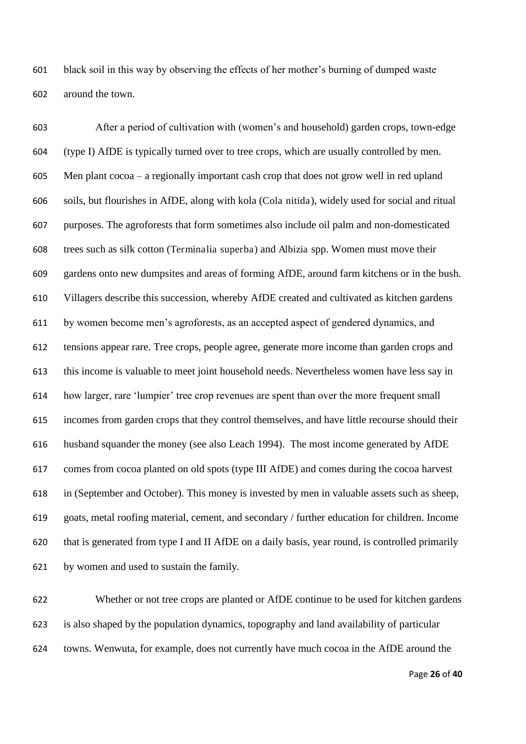black soil in this way by observing the effects of her mother's burning of dumped waste around the town.

After a period of cultivation with (women's and household) garden crops, town-edge (type I) AfDE is typically turned over to tree crops, which are usually controlled by men. Men plant cocoa – a regionally important cash crop that does not grow well in red upland soils, but flourishes in AfDE, along with kola (*Cola nitida*), widely used for social and ritual purposes. The agroforests that form sometimes also include oil palm and non-domesticated trees such as silk cotton (*Terminalia superba*) and *Albizia* spp. Women must move their gardens onto new dumpsites and areas of forming AfDE, around farm kitchens or in the bush. Villagers describe this succession, whereby AfDE created and cultivated as kitchen gardens by women become men's agroforests, as an accepted aspect of gendered dynamics, and tensions appear rare. Tree crops, people agree, generate more income than garden crops and this income is valuable to meet joint household needs. Nevertheless women have less say in how larger, rare 'lumpier' tree crop revenues are spent than over the more frequent small incomes from garden crops that they control themselves, and have little recourse should their husband squander the money (see also Leach 1994). The most income generated by AfDE comes from cocoa planted on old spots (type III AfDE) and comes during the cocoa harvest in (September and October). This money is invested by men in valuable assets such as sheep, goats, metal roofing material, cement, and secondary / further education for children. Income that is generated from type I and II AfDE on a daily basis, year round, is controlled primarily by women and used to sustain the family.

Whether or not tree crops are planted or AfDE continue to be used for kitchen gardens is also shaped by the population dynamics, topography and land availability of particular towns. Wenwuta, for example, does not currently have much cocoa in the AfDE around the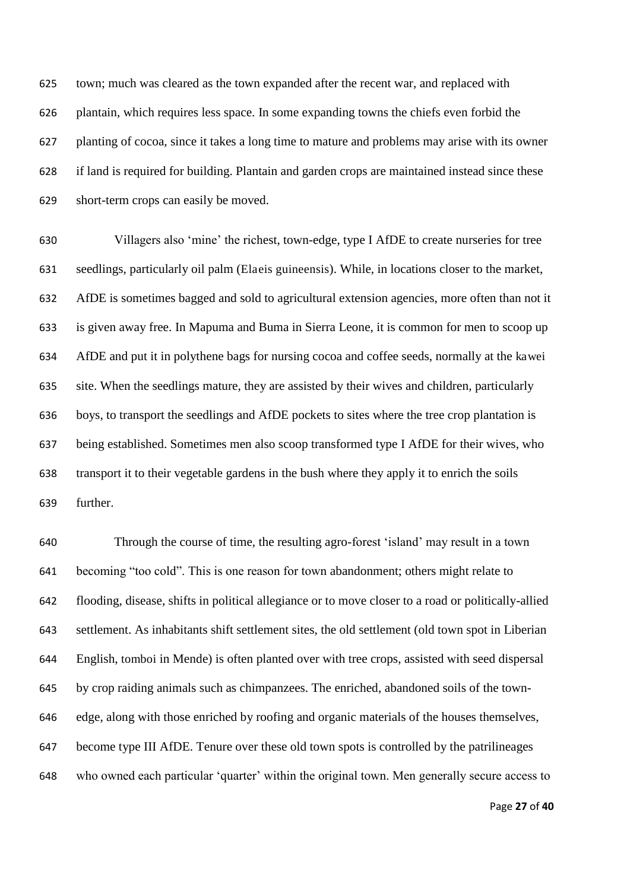town; much was cleared as the town expanded after the recent war, and replaced with plantain, which requires less space. In some expanding towns the chiefs even forbid the planting of cocoa, since it takes a long time to mature and problems may arise with its owner if land is required for building. Plantain and garden crops are maintained instead since these short-term crops can easily be moved.

Villagers also 'mine' the richest, town-edge, type I AfDE to create nurseries for tree seedlings, particularly oil palm (*Elaeis guineensis*). While, in locations closer to the market, AfDE is sometimes bagged and sold to agricultural extension agencies, more often than not it is given away free. In Mapuma and Buma in Sierra Leone, it is common for men to scoop up AfDE and put it in polythene bags for nursing cocoa and coffee seeds, normally at the *kawei* site. When the seedlings mature, they are assisted by their wives and children, particularly boys, to transport the seedlings and AfDE pockets to sites where the tree crop plantation is being established. Sometimes men also scoop transformed type I AfDE for their wives, who transport it to their vegetable gardens in the bush where they apply it to enrich the soils further.

Through the course of time, the resulting agro-forest 'island' may result in a town becoming "too cold". This is one reason for town abandonment; others might relate to flooding, disease, shifts in political allegiance or to move closer to a road or politically-allied settlement. As inhabitants shift settlement sites, the old settlement (old town spot in Liberian English, *tomboi* in Mende) is often planted over with tree crops, assisted with seed dispersal by crop raiding animals such as chimpanzees. The enriched, abandoned soils of the town-edge, along with those enriched by roofing and organic materials of the houses themselves, become type III AfDE. Tenure over these old town spots is controlled by the patrilineages who owned each particular 'quarter' within the original town. Men generally secure access to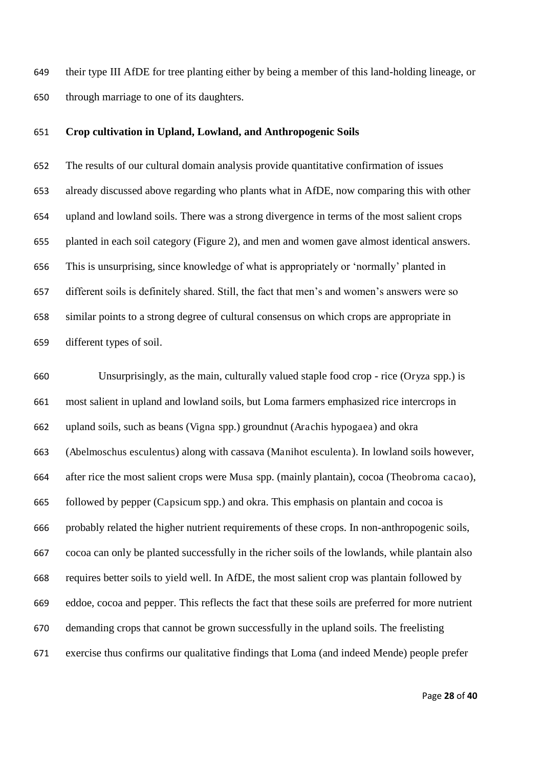their type III AfDE for tree planting either by being a member of this land-holding lineage, or through marriage to one of its daughters.

**Crop cultivation in Upland, Lowland, and Anthropogenic Soils**

The results of our cultural domain analysis provide quantitative confirmation of issues already discussed above regarding who plants what in AfDE, now comparing this with other upland and lowland soils. There was a strong divergence in terms of the most salient crops planted in each soil category (Figure 2), and men and women gave almost identical answers. This is unsurprising, since knowledge of what is appropriately or 'normally' planted in different soils is definitely shared. Still, the fact that men's and women's answers were so similar points to a strong degree of cultural consensus on which crops are appropriate in different types of soil.

Unsurprisingly, as the main, culturally valued staple food crop - rice (*Oryza* spp.) is most salient in upland and lowland soils, but Loma farmers emphasized rice intercrops in upland soils, such as beans (*Vigna* spp.) groundnut (*Arachis hypogaea*) and okra (*Abelmoschus esculentus*) along with cassava (*Manihot esculenta*). In lowland soils however, after rice the most salient crops were *Musa* spp. (mainly plantain), cocoa (*Theobroma cacao*), followed by pepper (*Capsicum* spp.) and okra. This emphasis on plantain and cocoa is probably related the higher nutrient requirements of these crops. In non-anthropogenic soils, cocoa can only be planted successfully in the richer soils of the lowlands, while plantain also requires better soils to yield well. In AfDE, the most salient crop was plantain followed by eddoe, cocoa and pepper. This reflects the fact that these soils are preferred for more nutrient demanding crops that cannot be grown successfully in the upland soils. The freelisting exercise thus confirms our qualitative findings that Loma (and indeed Mende) people prefer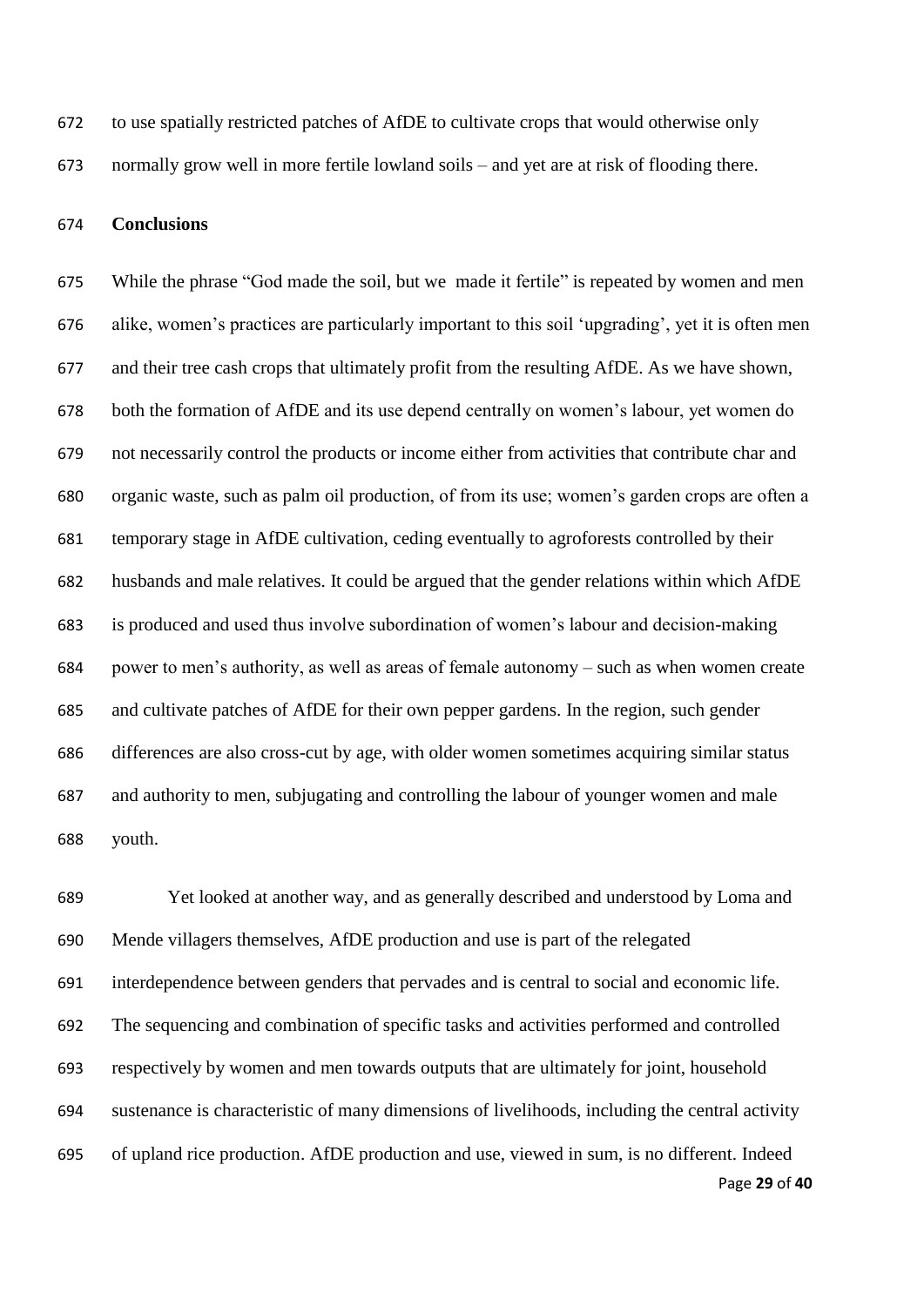to use spatially restricted patches of AfDE to cultivate crops that would otherwise only normally grow well in more fertile lowland soils – and yet are at risk of flooding there.

## Conclusions

While the phrase "God made the soil, but we made it fertile" is repeated by women and men alike, women's practices are particularly important to this soil 'upgrading', yet it is often men and their tree cash crops that ultimately profit from the resulting AfDE. As we have shown, both the formation of AfDE and its use depend centrally on women's labour, yet women do not necessarily control the products or income either from activities that contribute char and organic waste, such as palm oil production, of from its use; women's garden crops are often a temporary stage in AfDE cultivation, ceding eventually to agroforests controlled by their husbands and male relatives. It could be argued that the gender relations within which AfDE is produced and used thus involve subordination of women's labour and decision-making power to men's authority, as well as areas of female autonomy – such as when women create and cultivate patches of AfDE for their own pepper gardens. In the region, such gender differences are also cross-cut by age, with older women sometimes acquiring similar status and authority to men, subjugating and controlling the labour of younger women and male youth.

Yet looked at another way, and as generally described and understood by Loma and Mende villagers themselves, AfDE production and use is part of the relegated interdependence between genders that pervades and is central to social and economic life. The sequencing and combination of specific tasks and activities performed and controlled respectively by women and men towards outputs that are ultimately for joint, household sustenance is characteristic of many dimensions of livelihoods, including the central activity of upland rice production. AfDE production and use, viewed in sum, is no different. Indeed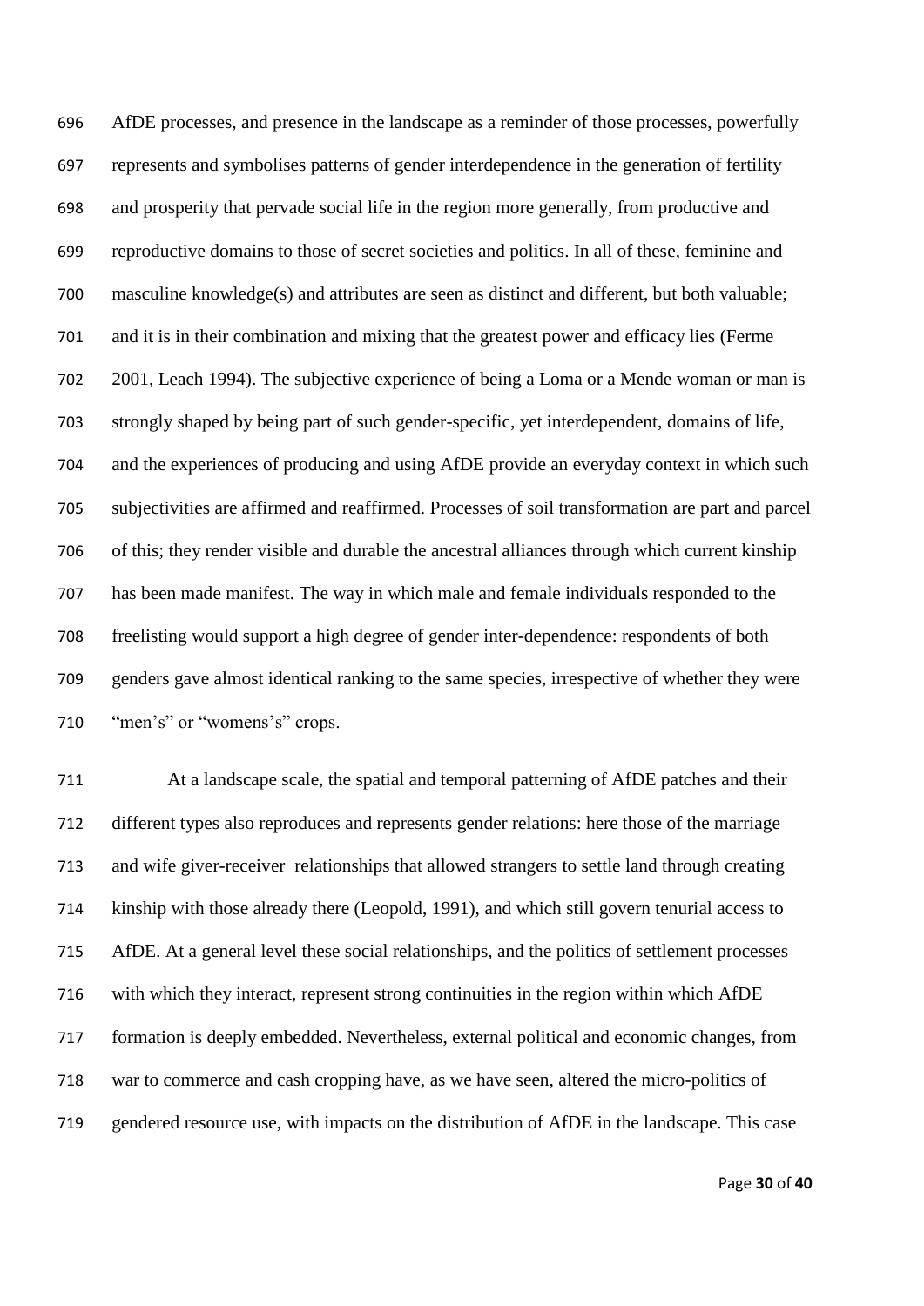AfDE processes, and presence in the landscape as a reminder of those processes, powerfully represents and symbolises patterns of gender interdependence in the generation of fertility and prosperity that pervade social life in the region more generally, from productive and reproductive domains to those of secret societies and politics. In all of these, feminine and masculine knowledge(s) and attributes are seen as distinct and different, but both valuable; and it is in their combination and mixing that the greatest power and efficacy lies (Ferme 2001, Leach 1994). The subjective experience of being a Loma or a Mende woman or man is strongly shaped by being part of such gender-specific, yet interdependent, domains of life, and the experiences of producing and using AfDE provide an everyday context in which such subjectivities are affirmed and reaffirmed. Processes of soil transformation are part and parcel of this; they render visible and durable the ancestral alliances through which current kinship has been made manifest. The way in which male and female individuals responded to the freelisting would support a high degree of gender inter-dependence: respondents of both genders gave almost identical ranking to the same species, irrespective of whether they were "men's" or "womens's" crops.

At a landscape scale, the spatial and temporal patterning of AfDE patches and their different types also reproduces and represents gender relations: here those of the marriage and wife giver-receiver relationships that allowed strangers to settle land through creating kinship with those already there (Leopold, 1991), and which still govern tenurial access to AfDE. At a general level these social relationships, and the politics of settlement processes with which they interact, represent strong continuities in the region within which AfDE formation is deeply embedded. Nevertheless, external political and economic changes, from war to commerce and cash cropping have, as we have seen, altered the micro-politics of gendered resource use, with impacts on the distribution of AfDE in the landscape. This case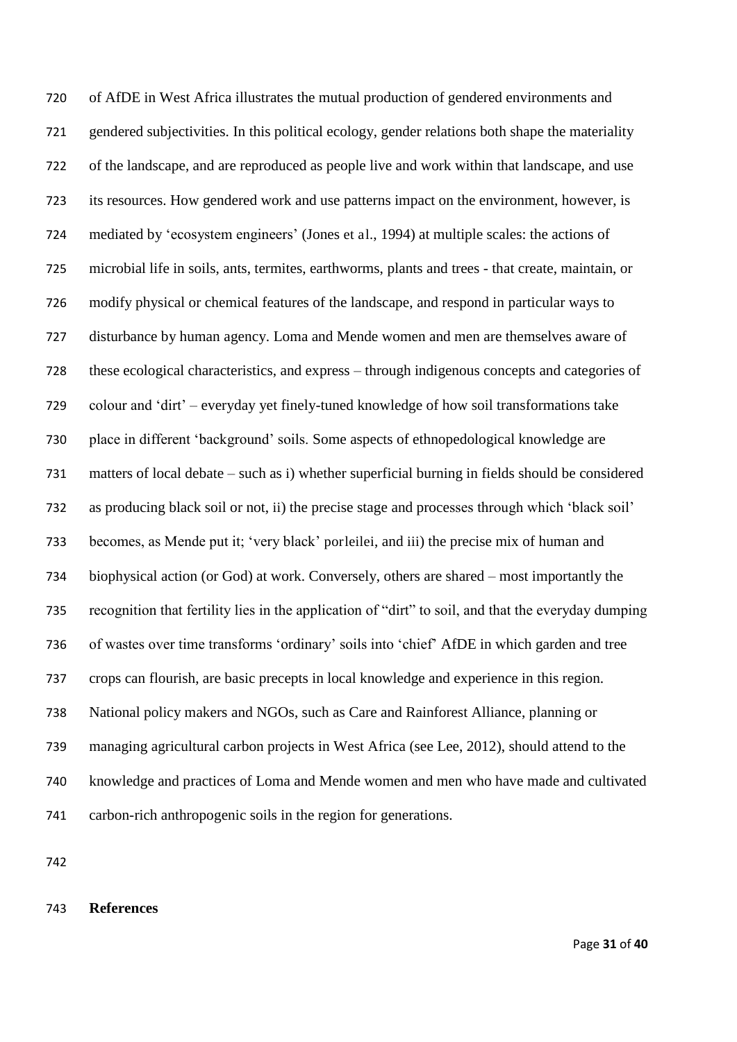of AfDE in West Africa illustrates the mutual production of gendered environments and gendered subjectivities. In this political ecology, gender relations both shape the materiality of the landscape, and are reproduced as people live and work within that landscape, and use its resources. How gendered work and use patterns impact on the environment, however, is mediated by 'ecosystem engineers' (Jones et al., 1994) at multiple scales: the actions of microbial life in soils, ants, termites, earthworms, plants and trees - that create, maintain, or modify physical or chemical features of the landscape, and respond in particular ways to disturbance by human agency. Loma and Mende women and men are themselves aware of these ecological characteristics, and express – through indigenous concepts and categories of colour and 'dirt' – everyday yet finely-tuned knowledge of how soil transformations take place in different 'background' soils. Some aspects of ethnopedological knowledge are matters of local debate – such as i) whether superficial burning in fields should be considered as producing black soil or not, ii) the precise stage and processes through which 'black soil' becomes, as Mende put it; 'very black' porleilei, and iii) the precise mix of human and biophysical action (or God) at work. Conversely, others are shared – most importantly the recognition that fertility lies in the application of "dirt" to soil, and that the everyday dumping of wastes over time transforms 'ordinary' soils into 'chief' AfDE in which garden and tree crops can flourish, are basic precepts in local knowledge and experience in this region. National policy makers and NGOs, such as Care and Rainforest Alliance, planning or managing agricultural carbon projects in West Africa (see Lee, 2012), should attend to the knowledge and practices of Loma and Mende women and men who have made and cultivated carbon-rich anthropogenic soils in the region for generations.

## References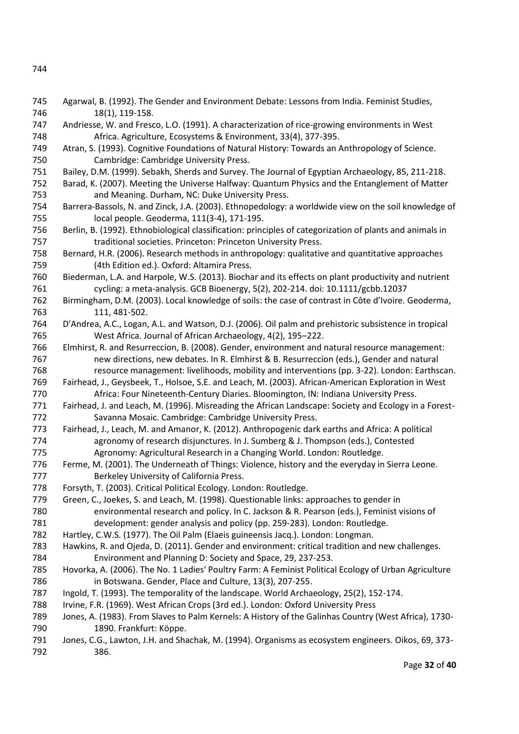Agarwal, B. (1992). The Gender and Environment Debate: Lessons from India. Feminist Studies, 18(1), 119-158.

Andriesse, W. and Fresco, L.O. (1991). A characterization of rice-growing environments in West Africa. Agriculture, Ecosystems & Environment, 33(4), 377-395.

Atran, S. (1993). Cognitive Foundations of Natural History: Towards an Anthropology of Science. Cambridge: Cambridge University Press.

Bailey, D.M. (1999). Sebakh, Sherds and Survey. The Journal of Egyptian Archaeology, 85, 211-218.

Barad, K. (2007). Meeting the Universe Halfway: Quantum Physics and the Entanglement of Matter and Meaning. Durham, NC: Duke University Press.

Barrera-Bassols, N. and Zinck, J.A. (2003). Ethnopedology: a worldwide view on the soil knowledge of local people. Geoderma, 111(3-4), 171-195.

Berlin, B. (1992). Ethnobiological classification: principles of categorization of plants and animals in traditional societies. Princeton: Princeton University Press.

Bernard, H.R. (2006). Research methods in anthropology: qualitative and quantitative approaches (4th Edition ed.). Oxford: Altamira Press.

Biederman, L.A. and Harpole, W.S. (2013). Biochar and its effects on plant productivity and nutrient cycling: a meta-analysis. GCB Bioenergy, 5(2), 202-214. doi: 10.1111/gcbb.12037

Birmingham, D.M. (2003). Local knowledge of soils: the case of contrast in Côte d'Ivoire. Geoderma, 111, 481-502.

D'Andrea, A.C., Logan, A.L. and Watson, D.J. (2006). Oil palm and prehistoric subsistence in tropical West Africa. Journal of African Archaeology, 4(2), 195–222.

Elmhirst, R. and Resurreccion, B. (2008). Gender, environment and natural resource management: new directions, new debates. In R. Elmhirst & B. Resurreccion (eds.), Gender and natural resource management: livelihoods, mobility and interventions (pp. 3-22). London: Earthscan.

Fairhead, J., Geysbeek, T., Holsoe, S.E. and Leach, M. (2003). African-American Exploration in West Africa: Four Nineteenth-Century Diaries. Bloomington, IN: Indiana University Press.

Fairhead, J. and Leach, M. (1996). Misreading the African Landscape: Society and Ecology in a Forest-Savanna Mosaic. Cambridge: Cambridge University Press.

Fairhead, J., Leach, M. and Amanor, K. (2012). Anthropogenic dark earths and Africa: A political agronomy of research disjunctures. In J. Sumberg & J. Thompson (eds.), Contested Agronomy: Agricultural Research in a Changing World. London: Routledge.

Ferme, M. (2001). The Underneath of Things: Violence, history and the everyday in Sierra Leone. Berkeley University of California Press.

Forsyth, T. (2003). Critical Political Ecology. London: Routledge.

Green, C., Joekes, S. and Leach, M. (1998). Questionable links: approaches to gender in environmental research and policy. In C. Jackson & R. Pearson (eds.), Feminist visions of development: gender analysis and policy (pp. 259-283). London: Routledge.

Hartley, C.W.S. (1977). The Oil Palm (Elaeis guineensis Jacq.). London: Longman.

Hawkins, R. and Ojeda, D. (2011). Gender and environment: critical tradition and new challenges. Environment and Planning D: Society and Space, 29, 237-253.

Hovorka, A. (2006). The No. 1 Ladies' Poultry Farm: A Feminist Political Ecology of Urban Agriculture in Botswana. Gender, Place and Culture, 13(3), 207-255.

Ingold, T. (1993). The temporality of the landscape. World Archaeology, 25(2), 152-174.

Irvine, F.R. (1969). West African Crops (3rd ed.). London: Oxford University Press

Jones, A. (1983). From Slaves to Palm Kernels: A History of the Galinhas Country (West Africa), 1730-1890. Frankfurt: Köppe.

Jones, C.G., Lawton, J.H. and Shachak, M. (1994). Organisms as ecosystem engineers. Oikos, 69, 373-386.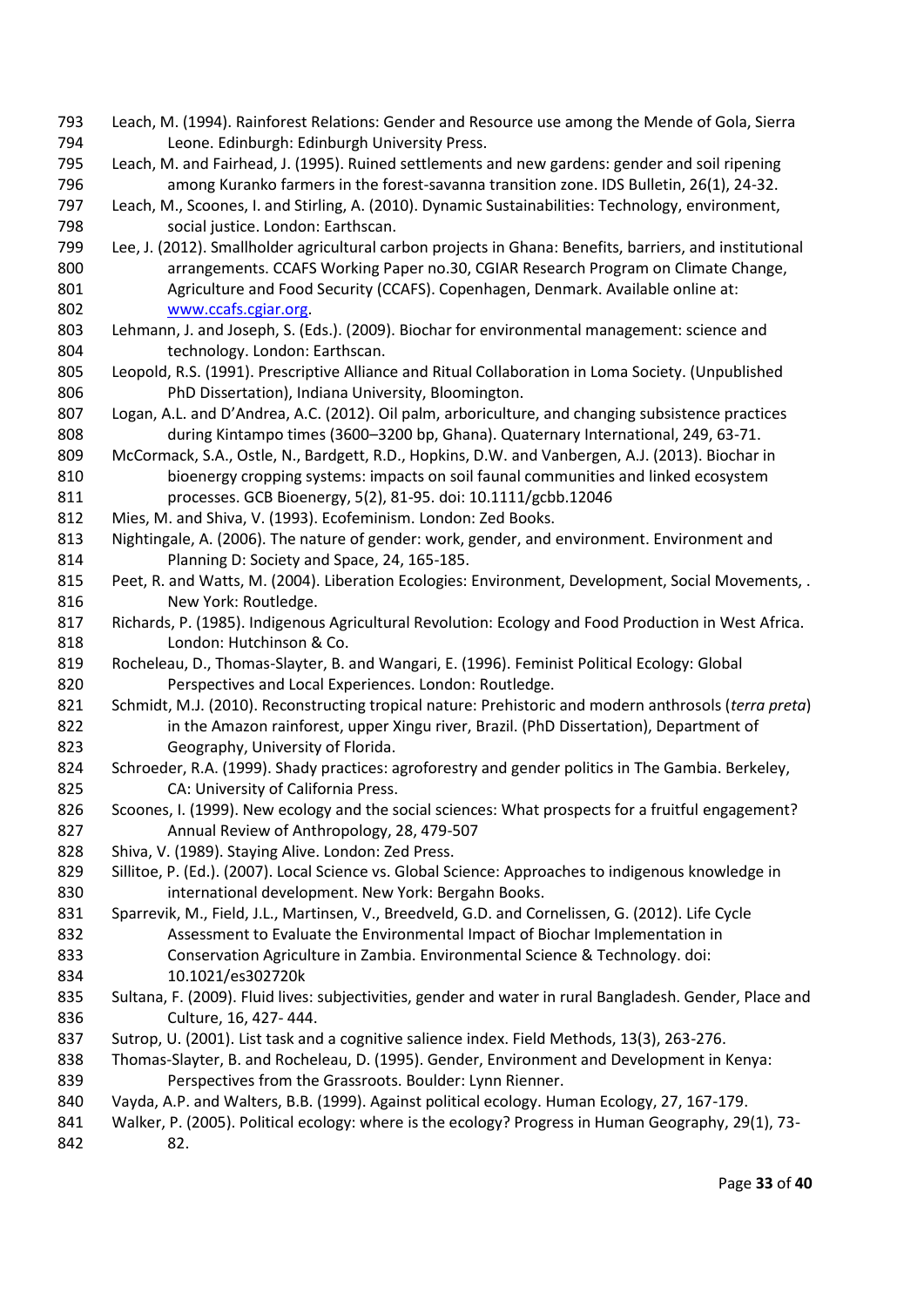Leach, M. (1994). Rainforest Relations: Gender and Resource use among the Mende of Gola, Sierra Leone. Edinburgh: Edinburgh University Press.

Leach, M. and Fairhead, J. (1995). Ruined settlements and new gardens: gender and soil ripening among Kuranko farmers in the forest-savanna transition zone. IDS Bulletin, 26(1), 24-32.

Leach, M., Scoones, I. and Stirling, A. (2010). Dynamic Sustainabilities: Technology, environment, social justice. London: Earthscan.

Lee, J. (2012). Smallholder agricultural carbon projects in Ghana: Benefits, barriers, and institutional arrangements. CCAFS Working Paper no.30, CGIAR Research Program on Climate Change, Agriculture and Food Security (CCAFS). Copenhagen, Denmark. Available online at: www.ccafs.cgiar.org.

Lehmann, J. and Joseph, S. (Eds.). (2009). Biochar for environmental management: science and technology. London: Earthscan.

Leopold, R.S. (1991). Prescriptive Alliance and Ritual Collaboration in Loma Society. (Unpublished PhD Dissertation), Indiana University, Bloomington.

Logan, A.L. and D'Andrea, A.C. (2012). Oil palm, arboriculture, and changing subsistence practices during Kintampo times (3600–3200 bp, Ghana). Quaternary International, 249, 63-71.

McCormack, S.A., Ostle, N., Bardgett, R.D., Hopkins, D.W. and Vanbergen, A.J. (2013). Biochar in bioenergy cropping systems: impacts on soil faunal communities and linked ecosystem processes. GCB Bioenergy, 5(2), 81-95. doi: 10.1111/gcbb.12046

Mies, M. and Shiva, V. (1993). Ecofeminism. London: Zed Books.

Nightingale, A. (2006). The nature of gender: work, gender, and environment. Environment and Planning D: Society and Space, 24, 165-185.

Peet, R. and Watts, M. (2004). Liberation Ecologies: Environment, Development, Social Movements, . New York: Routledge.

Richards, P. (1985). Indigenous Agricultural Revolution: Ecology and Food Production in West Africa. London: Hutchinson & Co.

Rocheleau, D., Thomas-Slayter, B. and Wangari, E. (1996). Feminist Political Ecology: Global Perspectives and Local Experiences. London: Routledge.

Schmidt, M.J. (2010). Reconstructing tropical nature: Prehistoric and modern anthrosols (*terra preta*) in the Amazon rainforest, upper Xingu river, Brazil. (PhD Dissertation), Department of Geography, University of Florida.

Schroeder, R.A. (1999). Shady practices: agroforestry and gender politics in The Gambia. Berkeley, CA: University of California Press.

Scoones, I. (1999). New ecology and the social sciences: What prospects for a fruitful engagement? Annual Review of Anthropology, 28, 479-507

Shiva, V. (1989). Staying Alive. London: Zed Press.

Sillitoe, P. (Ed.). (2007). Local Science vs. Global Science: Approaches to indigenous knowledge in international development. New York: Bergahn Books.

Sparrevik, M., Field, J.L., Martinsen, V., Breedveld, G.D. and Cornelissen, G. (2012). Life Cycle Assessment to Evaluate the Environmental Impact of Biochar Implementation in Conservation Agriculture in Zambia. Environmental Science & Technology. doi: 10.1021/es302720k

Sultana, F. (2009). Fluid lives: subjectivities, gender and water in rural Bangladesh. Gender, Place and Culture, 16, 427- 444.

Sutrop, U. (2001). List task and a cognitive salience index. Field Methods, 13(3), 263-276.

Thomas-Slayter, B. and Rocheleau, D. (1995). Gender, Environment and Development in Kenya: Perspectives from the Grassroots. Boulder: Lynn Rienner.

Vayda, A.P. and Walters, B.B. (1999). Against political ecology. Human Ecology, 27, 167-179.

Walker, P. (2005). Political ecology: where is the ecology? Progress in Human Geography, 29(1), 73-82.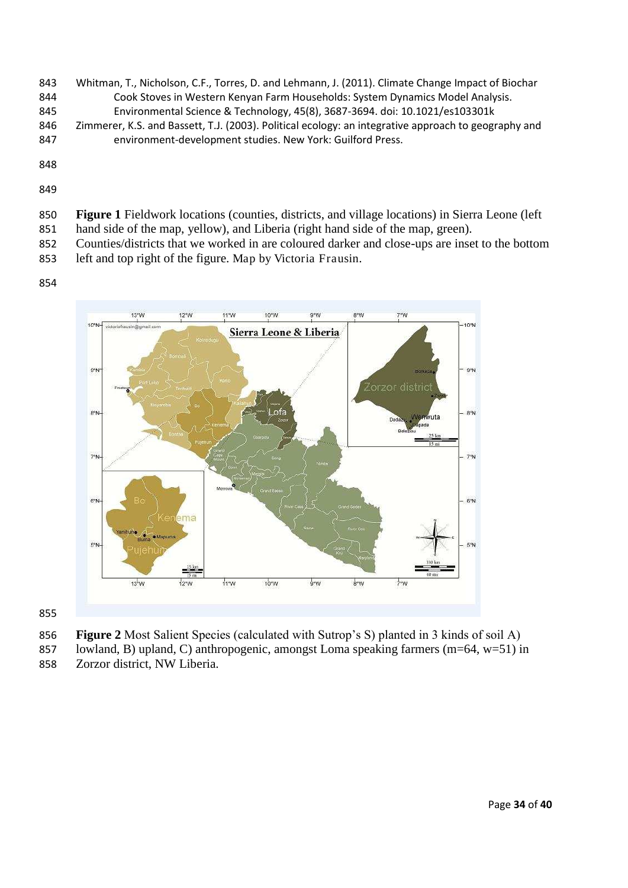Whitman, T., Nicholson, C.F., Torres, D. and Lehmann, J. (2011). Climate Change Impact of Biochar Cook Stoves in Western Kenyan Farm Households: System Dynamics Model Analysis. Environmental Science & Technology, 45(8), 3687-3694. doi: 10.1021/es103301k

Zimmerer, K.S. and Bassett, T.J. (2003). Political ecology: an integrative approach to geography and environment-development studies. New York: Guilford Press.

**Figure 1** Fieldwork locations (counties, districts, and village locations) in Sierra Leone (left hand side of the map, yellow), and Liberia (right hand side of the map, green). Counties/districts that we worked in are coloured darker and close-ups are inset to the bottom left and top right of the figure. Map by Victoria Frausin.

**Figure 2** Most Salient Species (calculated with Sutrop's S) planted in 3 kinds of soil A) lowland, B) upland, C) anthropogenic, amongst Loma speaking farmers (m=64, w=51) in Zorzor district, NW Liberia.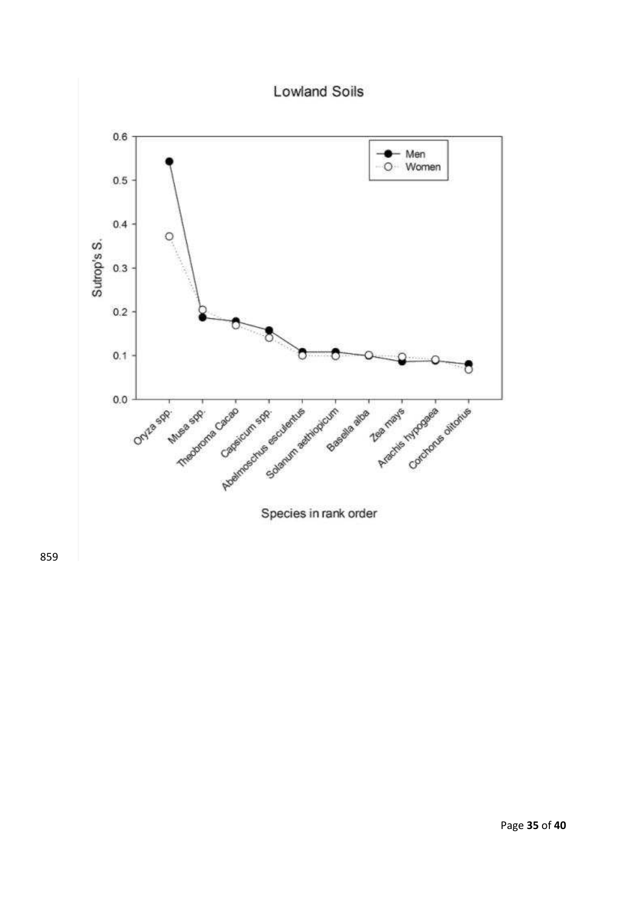Lowland Soils

Sutrop's S.

Men
Women

Oryza spp.
Musa spp.
Theobroma Cacao
Capsicum spp.
Abelmoschus esculentus
Solanum aethiopicum
Basella alba
Zea mays
Arachis hypogaea
Corchorus olitorius

Species in rank order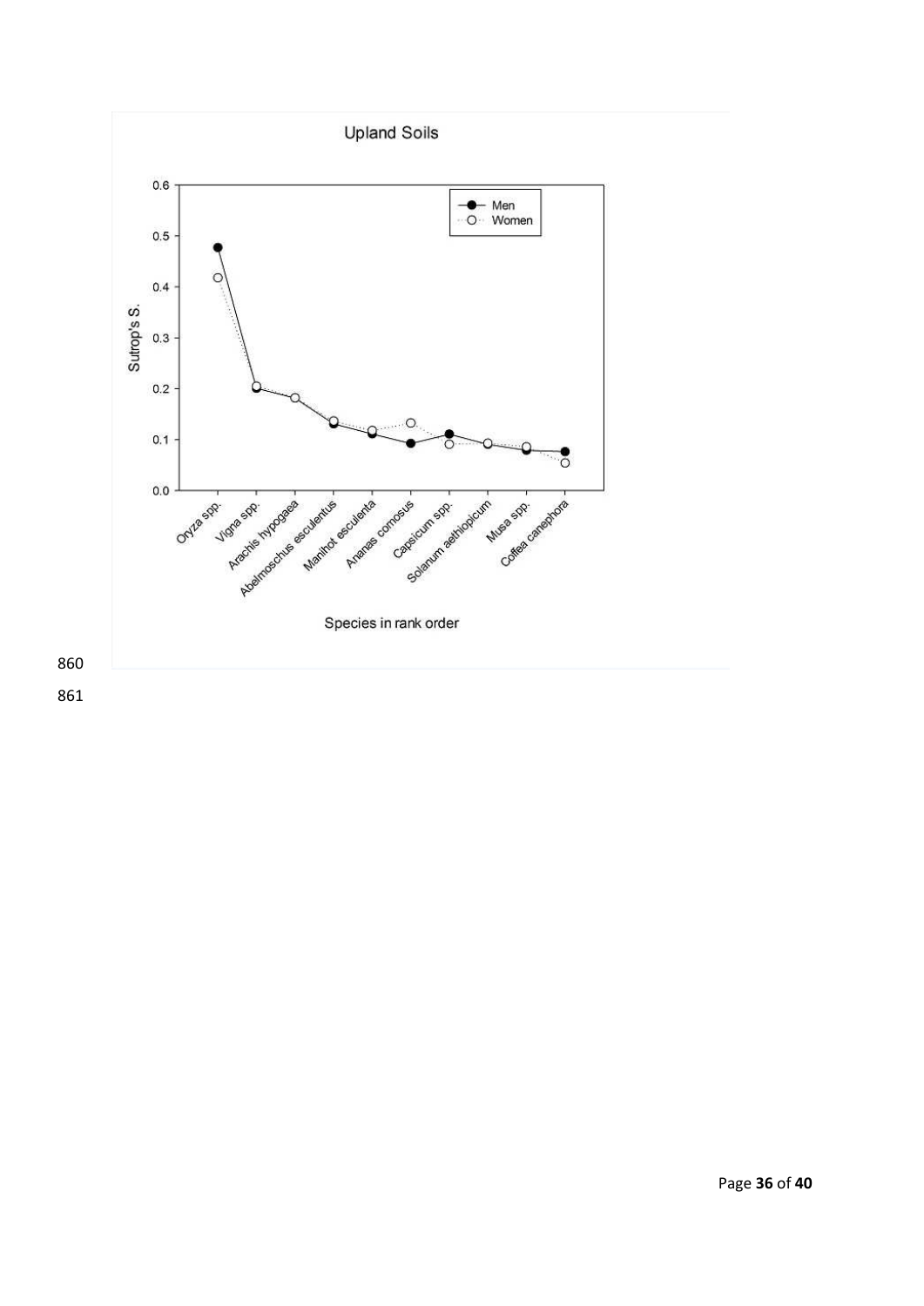Upland Soils

Sutrop's S.

Men
Women

Oryza spp.
Vigna spp.
Arachis hypogaea
Abelmoschus esculentus
Manihot esculenta
Ananas comosus
Capsicum spp.
Solanum aethiopicum
Musa spp.
Coffea canephora

Species in rank order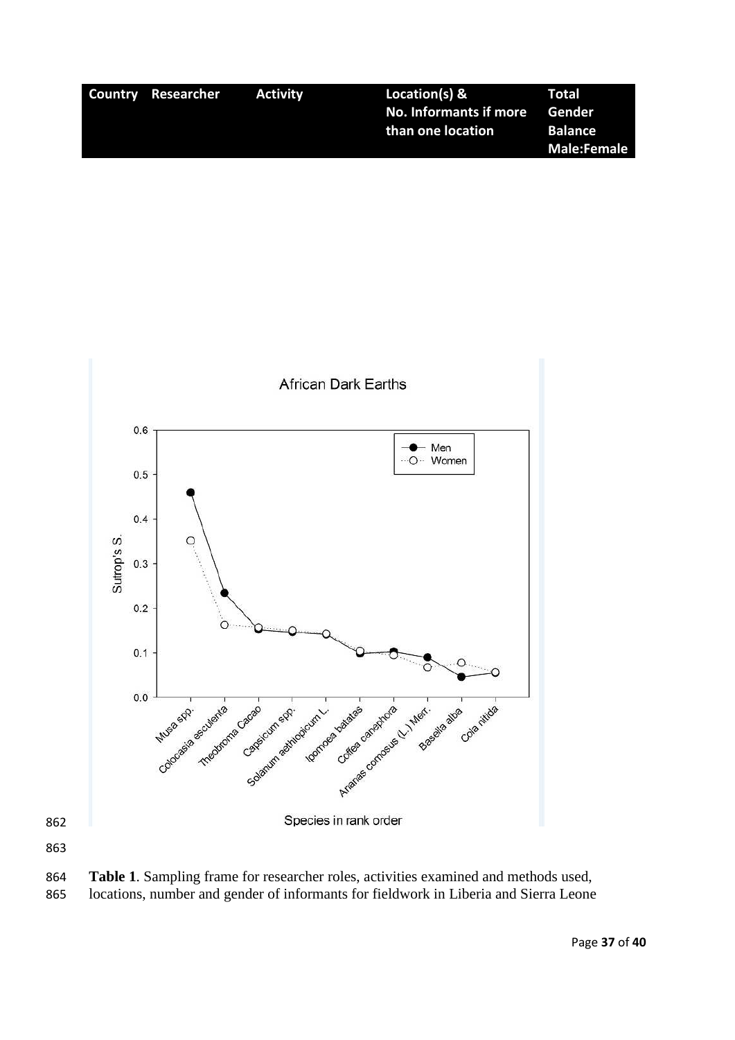| Country | Researcher | Activity | Location(s) & No. Informants if more than one location | Total Gender Balance Male:Female |
|---|---|---|---|---|

**Table 1**. Sampling frame for researcher roles, activities examined and methods used, locations, number and gender of informants for fieldwork in Liberia and Sierra Leone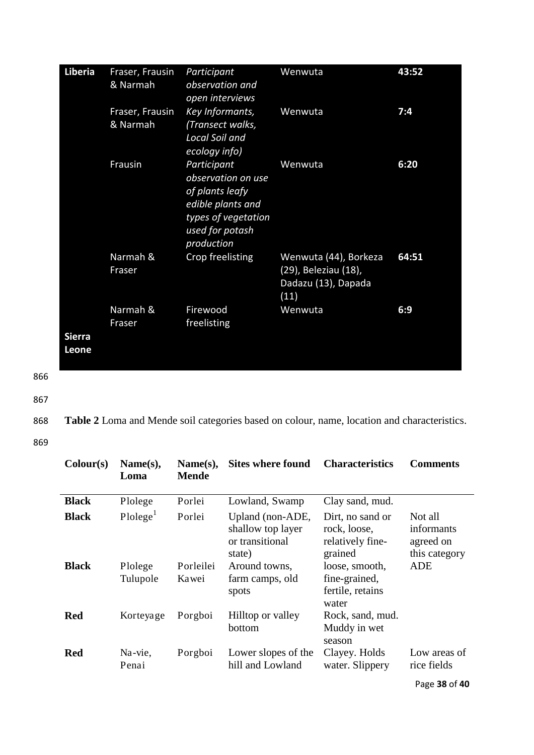| Liberia | Fraser, Frausin & Narmah | *Participant observation and open interviews* | Wenwuta | **43:52** |
|---|---|---|---|---|
| | Fraser, Frausin & Narmah | *Key Informants, (Transect walks, Local Soil and ecology info)* | Wenwuta | **7:4** |
| | Frausin | *Participant observation on use of plants leafy edible plants and types of vegetation used for potash production* | Wenwuta | **6:20** |
| | Narmah & Fraser | Crop freelisting | Wenwuta (44), Borkeza (29), Beleziau (18), Dadazu (13), Dapada (11) | **64:51** |
| | Narmah & Fraser | Firewood freelisting | Wenwuta | **6:9** |
| **Sierra Leone** | | | | |

**Table 2** Loma and Mende soil categories based on colour, name, location and characteristics.

| Colour(s) | Name(s), Loma | Name(s), Mende | Sites where found | Characteristics | Comments |
|---|---|---|---|---|---|
| **Black** | Plolege | Porlei | Lowland, Swamp | Clay sand, mud. | |
| **Black** | Plolege[1] | Porlei | Upland (non-ADE, shallow top layer or transitional state) | Dirt, no sand or rock, loose, relatively fine-grained | Not all informants agreed on this category |
| **Black** | Plolege Tulupole | Porleilei Kawei | Around towns, farm camps, old spots | loose, smooth, fine-grained, fertile, retains water | ADE |
| **Red** | Korteyage | Porgboi | Hilltop or valley bottom | Rock, sand, mud. Muddy in wet season | |
| **Red** | Na-vie, Penai | Porgboi | Lower slopes of the hill and Lowland | Clayey. Holds water. Slippery | Low areas of rice fields |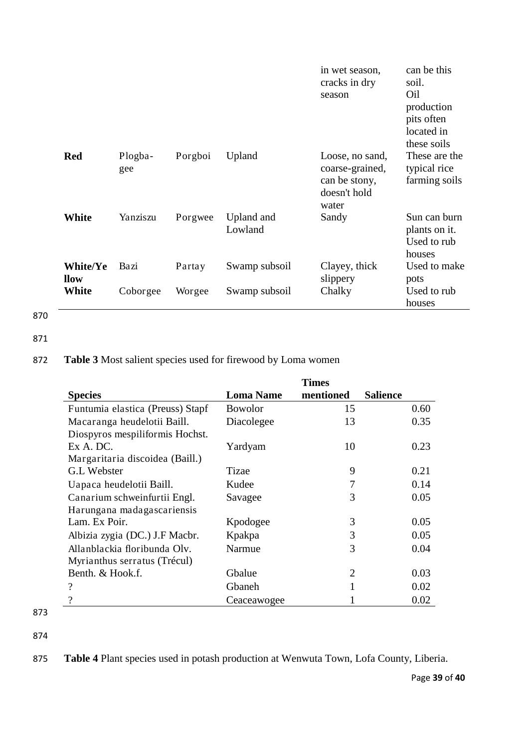|  |  |  |  | in wet season, cracks in dry season | can be this soil. Oil production pits often located in these soils |
|---|---|---|---|---|---|
| **Red** | Plogba-gee | Porgboi | Upland | Loose, no sand, coarse-grained, can be stony, doesn't hold water | These are the typical rice farming soils |
| **White** | Yanziszu | Porgwee | Upland and Lowland | Sandy | Sun can burn plants on it. Used to rub houses |
| **White/Yellow** | Bazi | Partay | Swamp subsoil | Clayey, thick slippery | Used to make pots |
| **White** | Coborgee | Worgee | Swamp subsoil | Chalky | Used to rub houses |

**Table 3** Most salient species used for firewood by Loma women

| Species | Loma Name | Times mentioned | Salience |
|---|---|---|---|
| Funtumia elastica (Preuss) Stapf | Bowolor | 15 | 0.60 |
| Macaranga heudelotii Baill. | Diacolegee | 13 | 0.35 |
| Diospyros mespiliformis Hochst. Ex A. DC. | Yardyam | 10 | 0.23 |
| Margaritaria discoidea (Baill.) G.L Webster | Tizae | 9 | 0.21 |
| Uapaca heudelotii Baill. | Kudee | 7 | 0.14 |
| Canarium schweinfurtii Engl. | Savagee | 3 | 0.05 |
| Harungana madagascariensis Lam. Ex Poir. | Kpodogee | 3 | 0.05 |
| Albizia zygia (DC.) J.F Macbr. | Kpakpa | 3 | 0.05 |
| Allanblackia floribunda Olv. | Narmue | 3 | 0.04 |
| Myrianthus serratus (Trécul) Benth. & Hook.f. | Gbalue | 2 | 0.03 |
| ? | Gbaneh | 1 | 0.02 |
| ? | Ceaceawogee | 1 | 0.02 |

**Table 4** Plant species used in potash production at Wenwuta Town, Lofa County, Liberia.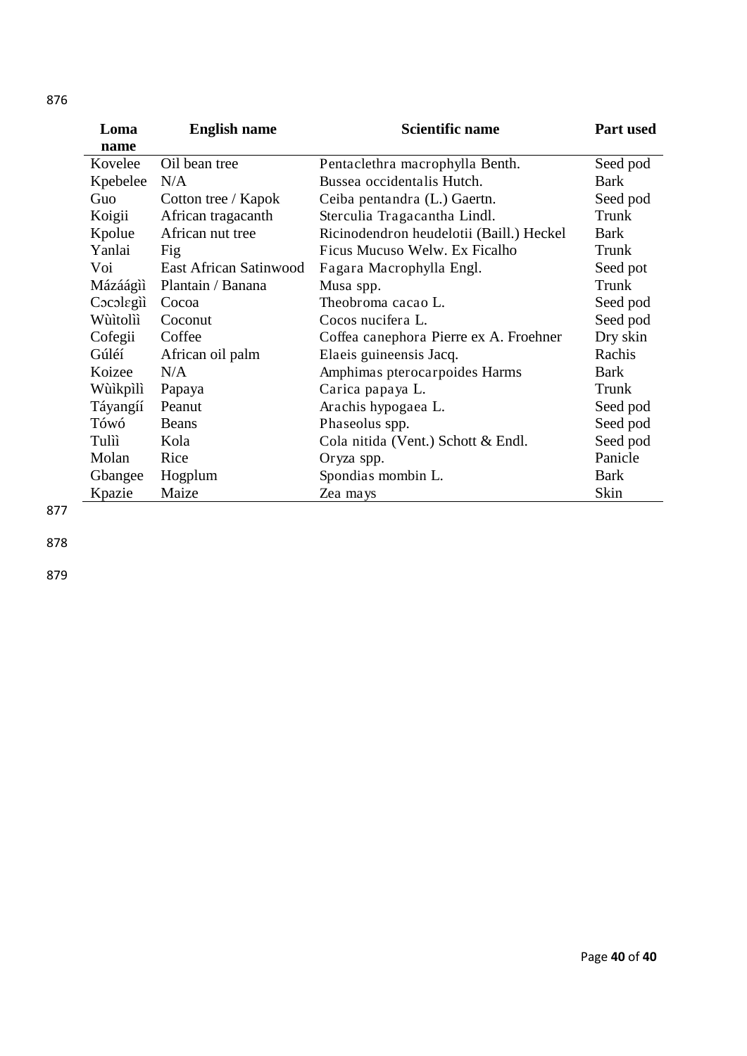| Loma name | English name | Scientific name | Part used |
| --- | --- | --- | --- |
| Kovelee | Oil bean tree | Pentaclethra macrophylla Benth. | Seed pod |
| Kpebelee | N/A | Bussea occidentalis Hutch. | Bark |
| Guo | Cotton tree / Kapok | Ceiba pentandra (L.) Gaertn. | Seed pod |
| Koigii | African tragacanth | Sterculia Tragacantha Lindl. | Trunk |
| Kpolue | African nut tree | Ricinodendron heudelotii (Baill.) Heckel | Bark |
| Yanlai | Fig | Ficus Mucuso Welw. Ex Ficalho | Trunk |
| Voi | East African Satinwood | Fagara Macrophylla Engl. | Seed pot |
| Mázáágìì | Plantain / Banana | Musa spp. | Trunk |
| Cɔcɔlɛgìì | Cocoa | Theobroma cacao L. | Seed pod |
| Wùìtolìì | Coconut | Cocos nucifera L. | Seed pod |
| Cofegii | Coffee | Coffea canephora Pierre ex A. Froehner | Dry skin |
| Gúléí | African oil palm | Elaeis guineensis Jacq. | Rachis |
| Koizee | N/A | Amphimas pterocarpoides Harms | Bark |
| Wùìkpìlì | Papaya | Carica papaya L. | Trunk |
| Táyangíí | Peanut | Arachis hypogaea L. | Seed pod |
| Tówó | Beans | Phaseolus spp. | Seed pod |
| Tulìì | Kola | Cola nitida (Vent.) Schott & Endl. | Seed pod |
| Molan | Rice | Oryza spp. | Panicle |
| Gbangee | Hogplum | Spondias mombin L. | Bark |
| Kpazie | Maize | Zea mays | Skin |